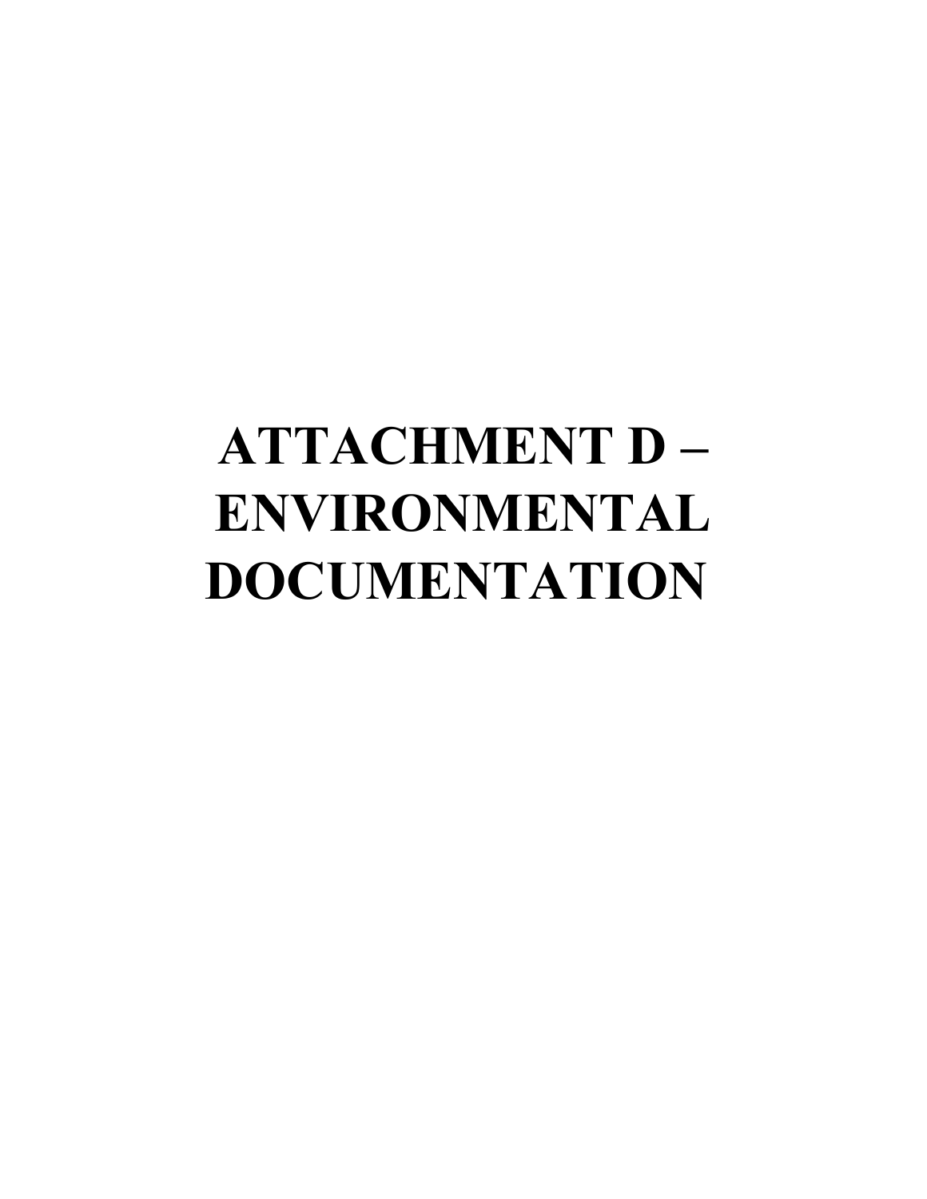# ATTACHMENT D – ENVIRONMENTAL DOCUMENTATION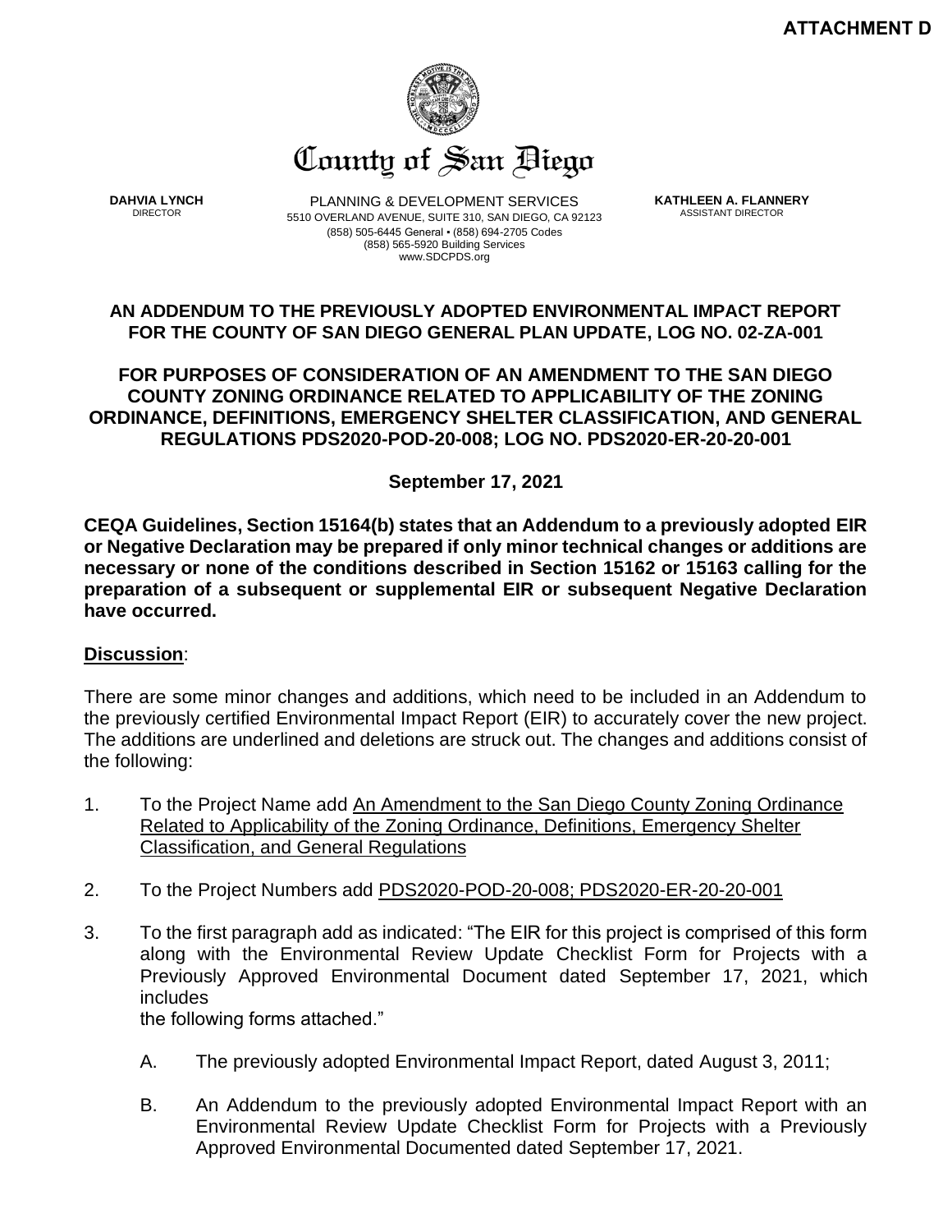**ATTACHMENT D**

County of San Diego

**DAHVIA LYNCH**
DIRECTOR

PLANNING & DEVELOPMENT SERVICES
5510 OVERLAND AVENUE, SUITE 310, SAN DIEGO, CA 92123
(858) 505-6445 General • (858) 694-2705 Codes
(858) 565-5920 Building Services
www.SDCPDS.org

**KATHLEEN A. FLANNERY**
ASSISTANT DIRECTOR

**AN ADDENDUM TO THE PREVIOUSLY ADOPTED ENVIRONMENTAL IMPACT REPORT FOR THE COUNTY OF SAN DIEGO GENERAL PLAN UPDATE, LOG NO. 02-ZA-001**

**FOR PURPOSES OF CONSIDERATION OF AN AMENDMENT TO THE SAN DIEGO COUNTY ZONING ORDINANCE RELATED TO APPLICABILITY OF THE ZONING ORDINANCE, DEFINITIONS, EMERGENCY SHELTER CLASSIFICATION, AND GENERAL REGULATIONS PDS2020-POD-20-008; LOG NO. PDS2020-ER-20-20-001**

**September 17, 2021**

**CEQA Guidelines, Section 15164(b) states that an Addendum to a previously adopted EIR or Negative Declaration may be prepared if only minor technical changes or additions are necessary or none of the conditions described in Section 15162 or 15163 calling for the preparation of a subsequent or supplemental EIR or subsequent Negative Declaration have occurred.**

**<u>Discussion</u>**:

There are some minor changes and additions, which need to be included in an Addendum to the previously certified Environmental Impact Report (EIR) to accurately cover the new project. The additions are underlined and deletions are struck out. The changes and additions consist of the following:

1. To the Project Name add <u>An Amendment to the San Diego County Zoning Ordinance Related to Applicability of the Zoning Ordinance, Definitions, Emergency Shelter Classification, and General Regulations</u>

2. To the Project Numbers add <u>PDS2020-POD-20-008; PDS2020-ER-20-20-001</u>

3. To the first paragraph add as indicated: "The EIR for this project is comprised of this form along with the Environmental Review Update Checklist Form for Projects with a Previously Approved Environmental Document dated September 17, 2021, which includes
the following forms attached."

   A. The previously adopted Environmental Impact Report, dated August 3, 2011;

   B. An Addendum to the previously adopted Environmental Impact Report with an Environmental Review Update Checklist Form for Projects with a Previously Approved Environmental Documented dated September 17, 2021.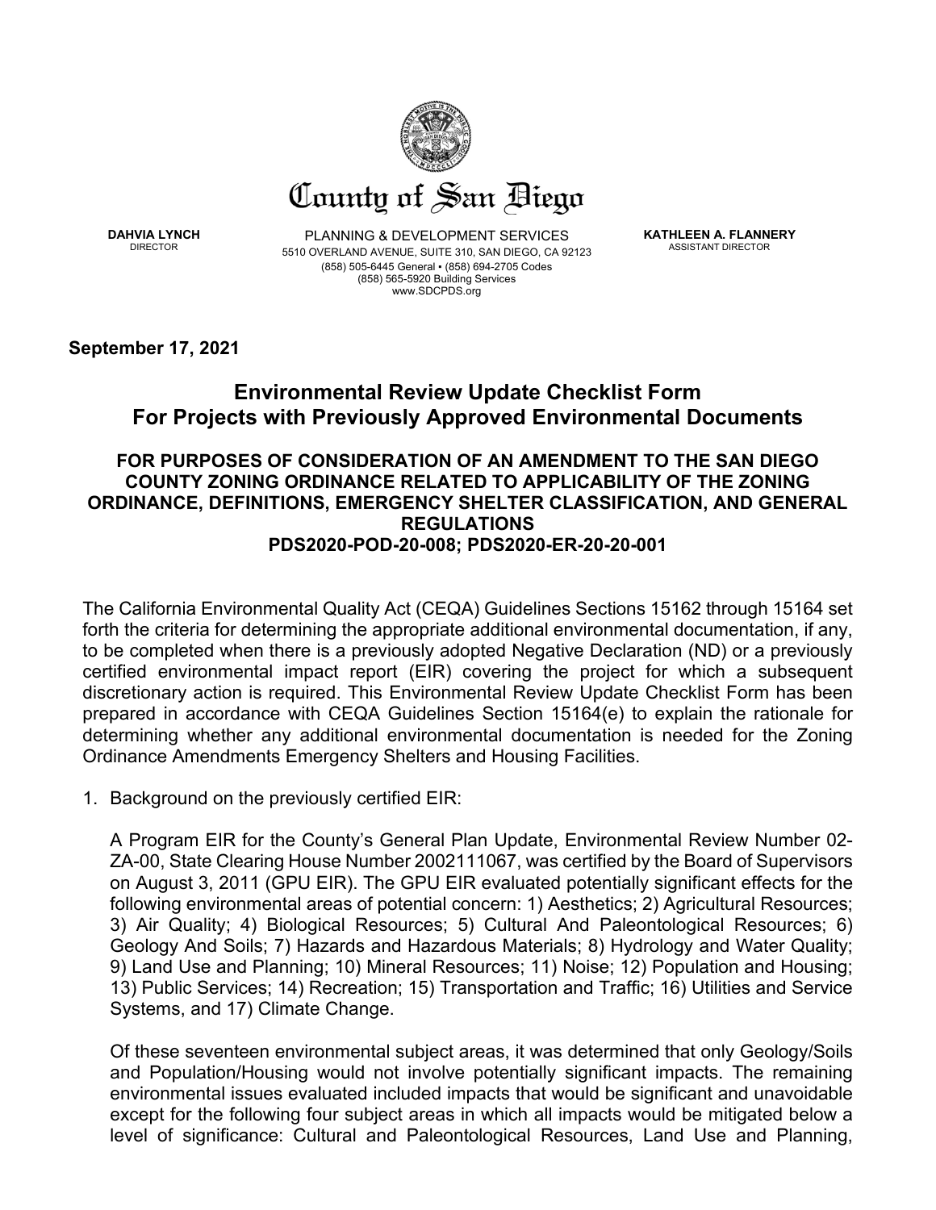County of San Diego

**DAHVIA LYNCH**
DIRECTOR

PLANNING & DEVELOPMENT SERVICES
5510 OVERLAND AVENUE, SUITE 310, SAN DIEGO, CA 92123
(858) 505-6445 General • (858) 694-2705 Codes
(858) 565-5920 Building Services
www.SDCPDS.org

**KATHLEEN A. FLANNERY**
ASSISTANT DIRECTOR

**September 17, 2021**

## Environmental Review Update Checklist Form
## For Projects with Previously Approved Environmental Documents

### FOR PURPOSES OF CONSIDERATION OF AN AMENDMENT TO THE SAN DIEGO COUNTY ZONING ORDINANCE RELATED TO APPLICABILITY OF THE ZONING ORDINANCE, DEFINITIONS, EMERGENCY SHELTER CLASSIFICATION, AND GENERAL REGULATIONS
### PDS2020-POD-20-008; PDS2020-ER-20-20-001

The California Environmental Quality Act (CEQA) Guidelines Sections 15162 through 15164 set forth the criteria for determining the appropriate additional environmental documentation, if any, to be completed when there is a previously adopted Negative Declaration (ND) or a previously certified environmental impact report (EIR) covering the project for which a subsequent discretionary action is required. This Environmental Review Update Checklist Form has been prepared in accordance with CEQA Guidelines Section 15164(e) to explain the rationale for determining whether any additional environmental documentation is needed for the Zoning Ordinance Amendments Emergency Shelters and Housing Facilities.

1. Background on the previously certified EIR:

   A Program EIR for the County's General Plan Update, Environmental Review Number 02-ZA-00, State Clearing House Number 2002111067, was certified by the Board of Supervisors on August 3, 2011 (GPU EIR). The GPU EIR evaluated potentially significant effects for the following environmental areas of potential concern: 1) Aesthetics; 2) Agricultural Resources; 3) Air Quality; 4) Biological Resources; 5) Cultural And Paleontological Resources; 6) Geology And Soils; 7) Hazards and Hazardous Materials; 8) Hydrology and Water Quality; 9) Land Use and Planning; 10) Mineral Resources; 11) Noise; 12) Population and Housing; 13) Public Services; 14) Recreation; 15) Transportation and Traffic; 16) Utilities and Service Systems, and 17) Climate Change.

   Of these seventeen environmental subject areas, it was determined that only Geology/Soils and Population/Housing would not involve potentially significant impacts. The remaining environmental issues evaluated included impacts that would be significant and unavoidable except for the following four subject areas in which all impacts would be mitigated below a level of significance: Cultural and Paleontological Resources, Land Use and Planning,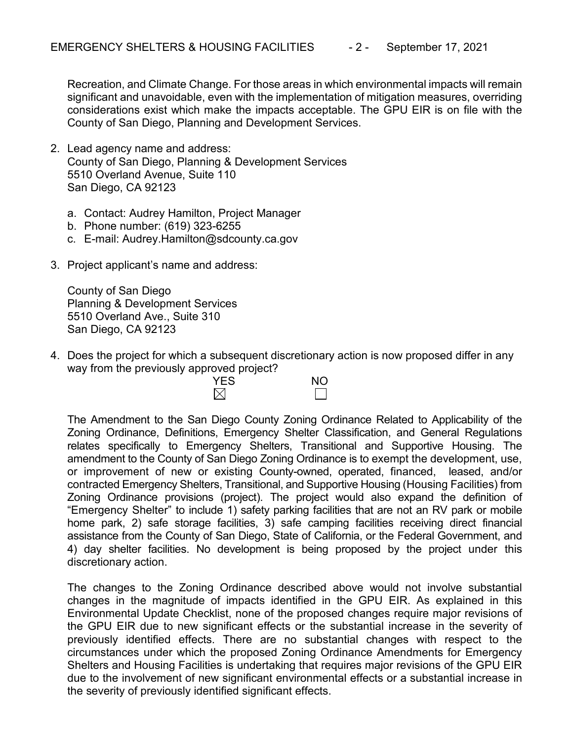Recreation, and Climate Change. For those areas in which environmental impacts will remain significant and unavoidable, even with the implementation of mitigation measures, overriding considerations exist which make the impacts acceptable. The GPU EIR is on file with the County of San Diego, Planning and Development Services.

2. Lead agency name and address:
   County of San Diego, Planning & Development Services
   5510 Overland Avenue, Suite 110
   San Diego, CA 92123

   a. Contact: Audrey Hamilton, Project Manager
   b. Phone number: (619) 323-6255
   c. E-mail: Audrey.Hamilton@sdcounty.ca.gov

3. Project applicant's name and address:

   County of San Diego
   Planning & Development Services
   5510 Overland Ave., Suite 310
   San Diego, CA 92123

4. Does the project for which a subsequent discretionary action is now proposed differ in any way from the previously approved project?

   | YES | NO |
   |---|---|
   | ☒ | ☐ |

   The Amendment to the San Diego County Zoning Ordinance Related to Applicability of the Zoning Ordinance, Definitions, Emergency Shelter Classification, and General Regulations relates specifically to Emergency Shelters, Transitional and Supportive Housing. The amendment to the County of San Diego Zoning Ordinance is to exempt the development, use, or improvement of new or existing County-owned, operated, financed, leased, and/or contracted Emergency Shelters, Transitional, and Supportive Housing (Housing Facilities) from Zoning Ordinance provisions (project). The project would also expand the definition of "Emergency Shelter" to include 1) safety parking facilities that are not an RV park or mobile home park, 2) safe storage facilities, 3) safe camping facilities receiving direct financial assistance from the County of San Diego, State of California, or the Federal Government, and 4) day shelter facilities. No development is being proposed by the project under this discretionary action.

   The changes to the Zoning Ordinance described above would not involve substantial changes in the magnitude of impacts identified in the GPU EIR. As explained in this Environmental Update Checklist, none of the proposed changes require major revisions of the GPU EIR due to new significant effects or the substantial increase in the severity of previously identified effects. There are no substantial changes with respect to the circumstances under which the proposed Zoning Ordinance Amendments for Emergency Shelters and Housing Facilities is undertaking that requires major revisions of the GPU EIR due to the involvement of new significant environmental effects or a substantial increase in the severity of previously identified significant effects.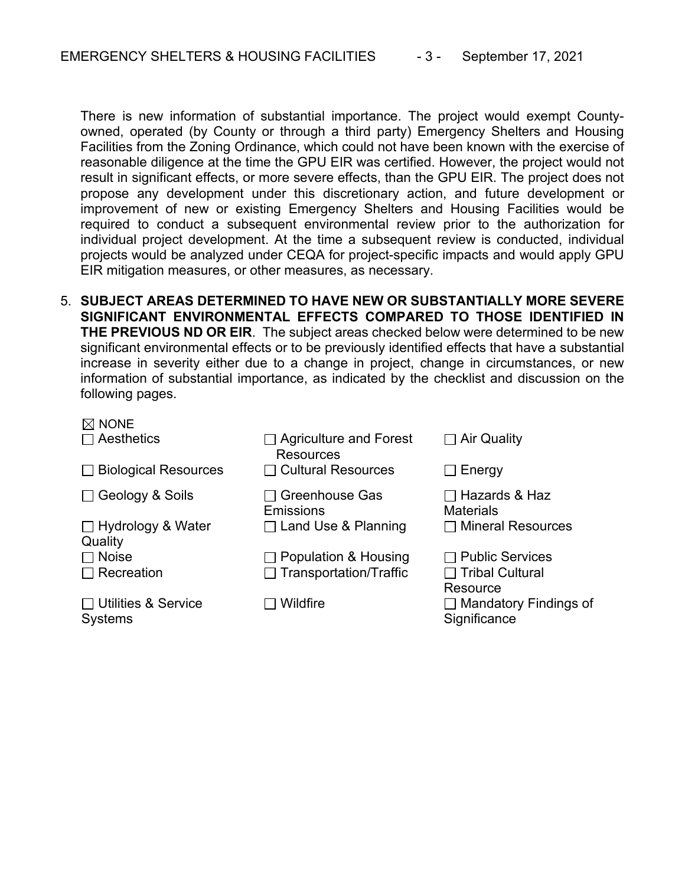There is new information of substantial importance. The project would exempt County-owned, operated (by County or through a third party) Emergency Shelters and Housing Facilities from the Zoning Ordinance, which could not have been known with the exercise of reasonable diligence at the time the GPU EIR was certified. However, the project would not result in significant effects, or more severe effects, than the GPU EIR. The project does not propose any development under this discretionary action, and future development or improvement of new or existing Emergency Shelters and Housing Facilities would be required to conduct a subsequent environmental review prior to the authorization for individual project development. At the time a subsequent review is conducted, individual projects would be analyzed under CEQA for project-specific impacts and would apply GPU EIR mitigation measures, or other measures, as necessary.

5. **SUBJECT AREAS DETERMINED TO HAVE NEW OR SUBSTANTIALLY MORE SEVERE SIGNIFICANT ENVIRONMENTAL EFFECTS COMPARED TO THOSE IDENTIFIED IN THE PREVIOUS ND OR EIR**. The subject areas checked below were determined to be new significant environmental effects or to be previously identified effects that have a substantial increase in severity either due to a change in project, change in circumstances, or new information of substantial importance, as indicated by the checklist and discussion on the following pages.

☒ NONE

| | | |
|---|---|---|
| ☐ Aesthetics | ☐ Agriculture and Forest Resources | ☐ Air Quality |
| ☐ Biological Resources | ☐ Cultural Resources | ☐ Energy |
| ☐ Geology & Soils | ☐ Greenhouse Gas Emissions | ☐ Hazards & Haz Materials |
| ☐ Hydrology & Water Quality | ☐ Land Use & Planning | ☐ Mineral Resources |
| ☐ Noise | ☐ Population & Housing | ☐ Public Services |
| ☐ Recreation | ☐ Transportation/Traffic | ☐ Tribal Cultural Resource |
| ☐ Utilities & Service Systems | ☐ Wildfire | ☐ Mandatory Findings of Significance |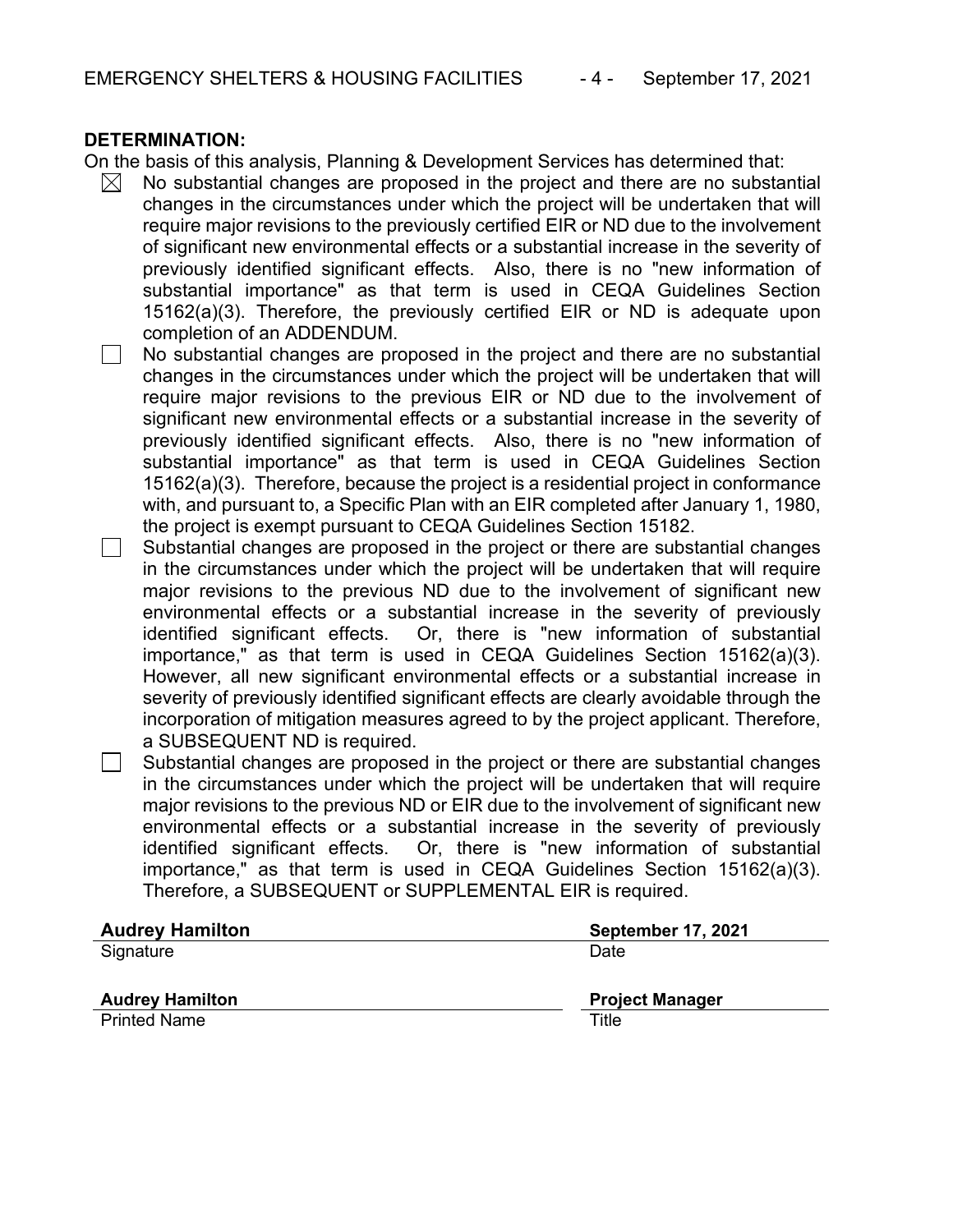**DETERMINATION:**

On the basis of this analysis, Planning & Development Services has determined that:

- ☒ No substantial changes are proposed in the project and there are no substantial changes in the circumstances under which the project will be undertaken that will require major revisions to the previously certified EIR or ND due to the involvement of significant new environmental effects or a substantial increase in the severity of previously identified significant effects. Also, there is no "new information of substantial importance" as that term is used in CEQA Guidelines Section 15162(a)(3). Therefore, the previously certified EIR or ND is adequate upon completion of an ADDENDUM.
- ☐ No substantial changes are proposed in the project and there are no substantial changes in the circumstances under which the project will be undertaken that will require major revisions to the previous EIR or ND due to the involvement of significant new environmental effects or a substantial increase in the severity of previously identified significant effects. Also, there is no "new information of substantial importance" as that term is used in CEQA Guidelines Section 15162(a)(3). Therefore, because the project is a residential project in conformance with, and pursuant to, a Specific Plan with an EIR completed after January 1, 1980, the project is exempt pursuant to CEQA Guidelines Section 15182.
- ☐ Substantial changes are proposed in the project or there are substantial changes in the circumstances under which the project will be undertaken that will require major revisions to the previous ND due to the involvement of significant new environmental effects or a substantial increase in the severity of previously identified significant effects. Or, there is "new information of substantial importance," as that term is used in CEQA Guidelines Section 15162(a)(3). However, all new significant environmental effects or a substantial increase in severity of previously identified significant effects are clearly avoidable through the incorporation of mitigation measures agreed to by the project applicant. Therefore, a SUBSEQUENT ND is required.
- ☐ Substantial changes are proposed in the project or there are substantial changes in the circumstances under which the project will be undertaken that will require major revisions to the previous ND or EIR due to the involvement of significant new environmental effects or a substantial increase in the severity of previously identified significant effects. Or, there is "new information of substantial importance," as that term is used in CEQA Guidelines Section 15162(a)(3). Therefore, a SUBSEQUENT or SUPPLEMENTAL EIR is required.

**Audrey Hamilton**
Signature

**September 17, 2021**
Date

**Audrey Hamilton**
Printed Name

**Project Manager**
Title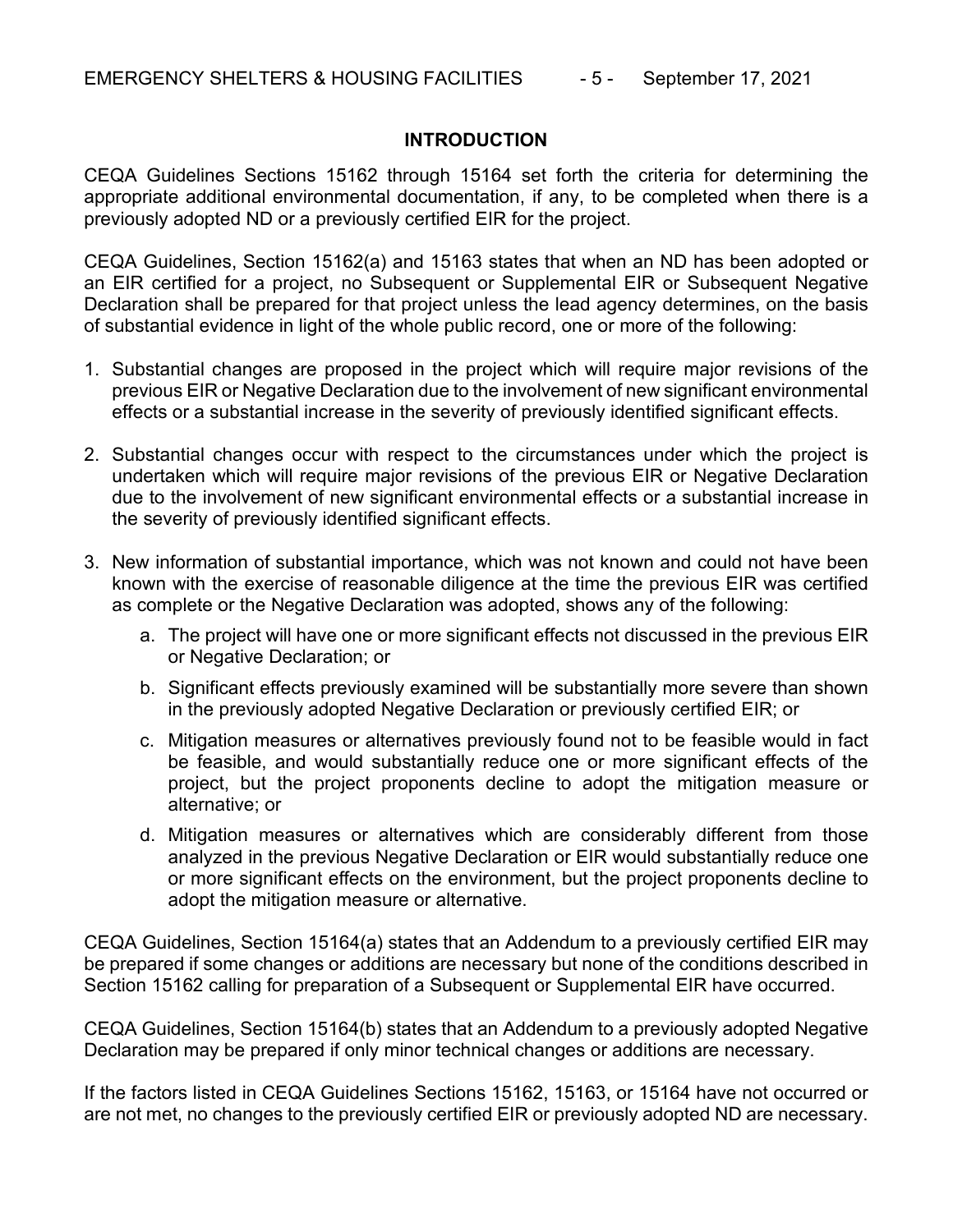## INTRODUCTION

CEQA Guidelines Sections 15162 through 15164 set forth the criteria for determining the appropriate additional environmental documentation, if any, to be completed when there is a previously adopted ND or a previously certified EIR for the project.

CEQA Guidelines, Section 15162(a) and 15163 states that when an ND has been adopted or an EIR certified for a project, no Subsequent or Supplemental EIR or Subsequent Negative Declaration shall be prepared for that project unless the lead agency determines, on the basis of substantial evidence in light of the whole public record, one or more of the following:

1. Substantial changes are proposed in the project which will require major revisions of the previous EIR or Negative Declaration due to the involvement of new significant environmental effects or a substantial increase in the severity of previously identified significant effects.

2. Substantial changes occur with respect to the circumstances under which the project is undertaken which will require major revisions of the previous EIR or Negative Declaration due to the involvement of new significant environmental effects or a substantial increase in the severity of previously identified significant effects.

3. New information of substantial importance, which was not known and could not have been known with the exercise of reasonable diligence at the time the previous EIR was certified as complete or the Negative Declaration was adopted, shows any of the following:

    a. The project will have one or more significant effects not discussed in the previous EIR or Negative Declaration; or

    b. Significant effects previously examined will be substantially more severe than shown in the previously adopted Negative Declaration or previously certified EIR; or

    c. Mitigation measures or alternatives previously found not to be feasible would in fact be feasible, and would substantially reduce one or more significant effects of the project, but the project proponents decline to adopt the mitigation measure or alternative; or

    d. Mitigation measures or alternatives which are considerably different from those analyzed in the previous Negative Declaration or EIR would substantially reduce one or more significant effects on the environment, but the project proponents decline to adopt the mitigation measure or alternative.

CEQA Guidelines, Section 15164(a) states that an Addendum to a previously certified EIR may be prepared if some changes or additions are necessary but none of the conditions described in Section 15162 calling for preparation of a Subsequent or Supplemental EIR have occurred.

CEQA Guidelines, Section 15164(b) states that an Addendum to a previously adopted Negative Declaration may be prepared if only minor technical changes or additions are necessary.

If the factors listed in CEQA Guidelines Sections 15162, 15163, or 15164 have not occurred or are not met, no changes to the previously certified EIR or previously adopted ND are necessary.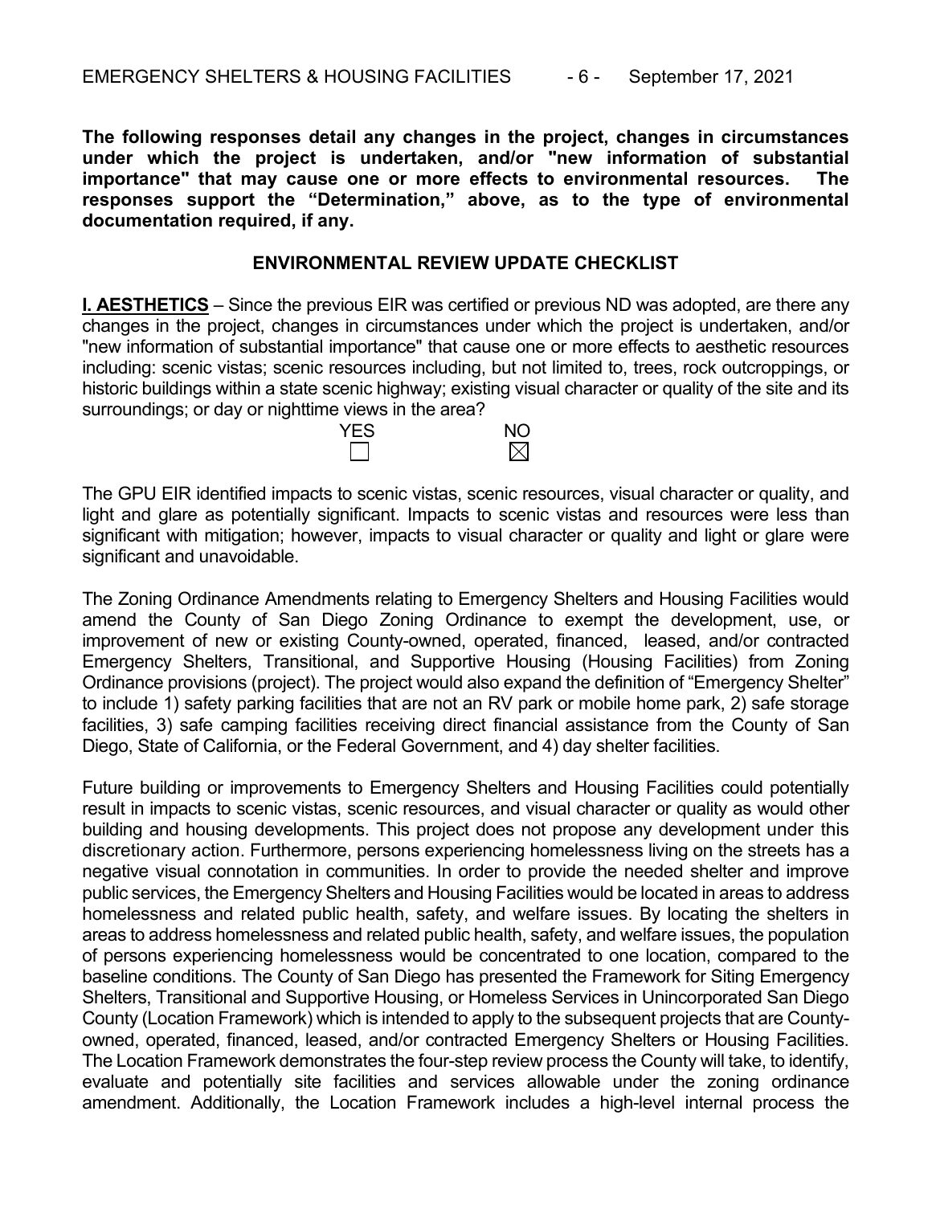**The following responses detail any changes in the project, changes in circumstances under which the project is undertaken, and/or "new information of substantial importance" that may cause one or more effects to environmental resources. The responses support the "Determination," above, as to the type of environmental documentation required, if any.**

## ENVIRONMENTAL REVIEW UPDATE CHECKLIST

**I. AESTHETICS** – Since the previous EIR was certified or previous ND was adopted, are there any changes in the project, changes in circumstances under which the project is undertaken, and/or "new information of substantial importance" that cause one or more effects to aesthetic resources including: scenic vistas; scenic resources including, but not limited to, trees, rock outcroppings, or historic buildings within a state scenic highway; existing visual character or quality of the site and its surroundings; or day or nighttime views in the area?

| YES | NO |
|---|---|
| ☐ | ☒ |

The GPU EIR identified impacts to scenic vistas, scenic resources, visual character or quality, and light and glare as potentially significant. Impacts to scenic vistas and resources were less than significant with mitigation; however, impacts to visual character or quality and light or glare were significant and unavoidable.

The Zoning Ordinance Amendments relating to Emergency Shelters and Housing Facilities would amend the County of San Diego Zoning Ordinance to exempt the development, use, or improvement of new or existing County-owned, operated, financed, leased, and/or contracted Emergency Shelters, Transitional, and Supportive Housing (Housing Facilities) from Zoning Ordinance provisions (project). The project would also expand the definition of "Emergency Shelter" to include 1) safety parking facilities that are not an RV park or mobile home park, 2) safe storage facilities, 3) safe camping facilities receiving direct financial assistance from the County of San Diego, State of California, or the Federal Government, and 4) day shelter facilities.

Future building or improvements to Emergency Shelters and Housing Facilities could potentially result in impacts to scenic vistas, scenic resources, and visual character or quality as would other building and housing developments. This project does not propose any development under this discretionary action. Furthermore, persons experiencing homelessness living on the streets has a negative visual connotation in communities. In order to provide the needed shelter and improve public services, the Emergency Shelters and Housing Facilities would be located in areas to address homelessness and related public health, safety, and welfare issues. By locating the shelters in areas to address homelessness and related public health, safety, and welfare issues, the population of persons experiencing homelessness would be concentrated to one location, compared to the baseline conditions. The County of San Diego has presented the Framework for Siting Emergency Shelters, Transitional and Supportive Housing, or Homeless Services in Unincorporated San Diego County (Location Framework) which is intended to apply to the subsequent projects that are County-owned, operated, financed, leased, and/or contracted Emergency Shelters or Housing Facilities. The Location Framework demonstrates the four-step review process the County will take, to identify, evaluate and potentially site facilities and services allowable under the zoning ordinance amendment. Additionally, the Location Framework includes a high-level internal process the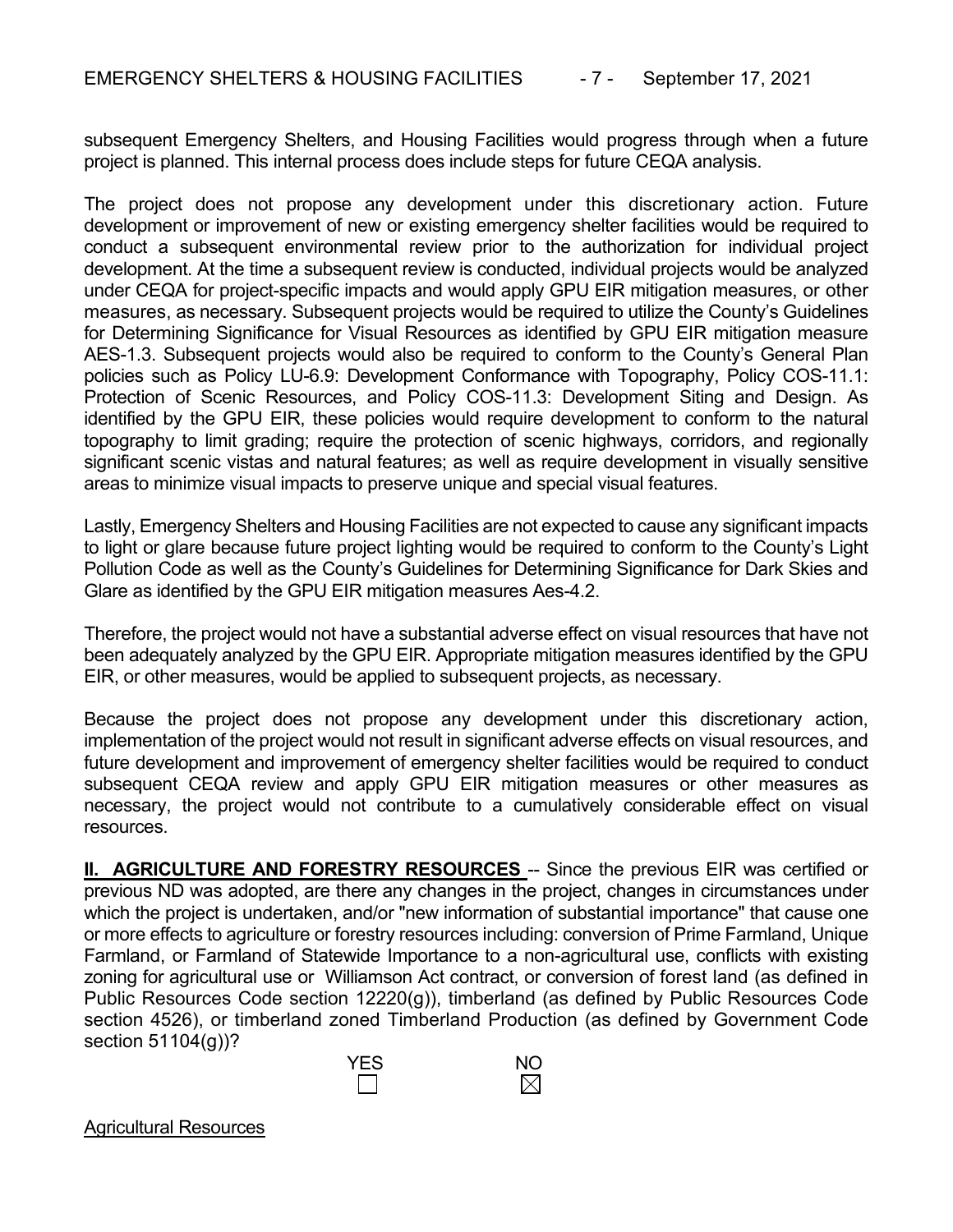subsequent Emergency Shelters, and Housing Facilities would progress through when a future project is planned. This internal process does include steps for future CEQA analysis.

The project does not propose any development under this discretionary action. Future development or improvement of new or existing emergency shelter facilities would be required to conduct a subsequent environmental review prior to the authorization for individual project development. At the time a subsequent review is conducted, individual projects would be analyzed under CEQA for project-specific impacts and would apply GPU EIR mitigation measures, or other measures, as necessary. Subsequent projects would be required to utilize the County's Guidelines for Determining Significance for Visual Resources as identified by GPU EIR mitigation measure AES-1.3. Subsequent projects would also be required to conform to the County's General Plan policies such as Policy LU-6.9: Development Conformance with Topography, Policy COS-11.1: Protection of Scenic Resources, and Policy COS-11.3: Development Siting and Design. As identified by the GPU EIR, these policies would require development to conform to the natural topography to limit grading; require the protection of scenic highways, corridors, and regionally significant scenic vistas and natural features; as well as require development in visually sensitive areas to minimize visual impacts to preserve unique and special visual features.

Lastly, Emergency Shelters and Housing Facilities are not expected to cause any significant impacts to light or glare because future project lighting would be required to conform to the County's Light Pollution Code as well as the County's Guidelines for Determining Significance for Dark Skies and Glare as identified by the GPU EIR mitigation measures Aes-4.2.

Therefore, the project would not have a substantial adverse effect on visual resources that have not been adequately analyzed by the GPU EIR. Appropriate mitigation measures identified by the GPU EIR, or other measures, would be applied to subsequent projects, as necessary.

Because the project does not propose any development under this discretionary action, implementation of the project would not result in significant adverse effects on visual resources, and future development and improvement of emergency shelter facilities would be required to conduct subsequent CEQA review and apply GPU EIR mitigation measures or other measures as necessary, the project would not contribute to a cumulatively considerable effect on visual resources.

**II. AGRICULTURE AND FORESTRY RESOURCES** -- Since the previous EIR was certified or previous ND was adopted, are there any changes in the project, changes in circumstances under which the project is undertaken, and/or "new information of substantial importance" that cause one or more effects to agriculture or forestry resources including: conversion of Prime Farmland, Unique Farmland, or Farmland of Statewide Importance to a non-agricultural use, conflicts with existing zoning for agricultural use or Williamson Act contract, or conversion of forest land (as defined in Public Resources Code section 12220(g)), timberland (as defined by Public Resources Code section 4526), or timberland zoned Timberland Production (as defined by Government Code section 51104(g))?

| YES | NO |
|---|---|
| ☐ | ☒ |

Agricultural Resources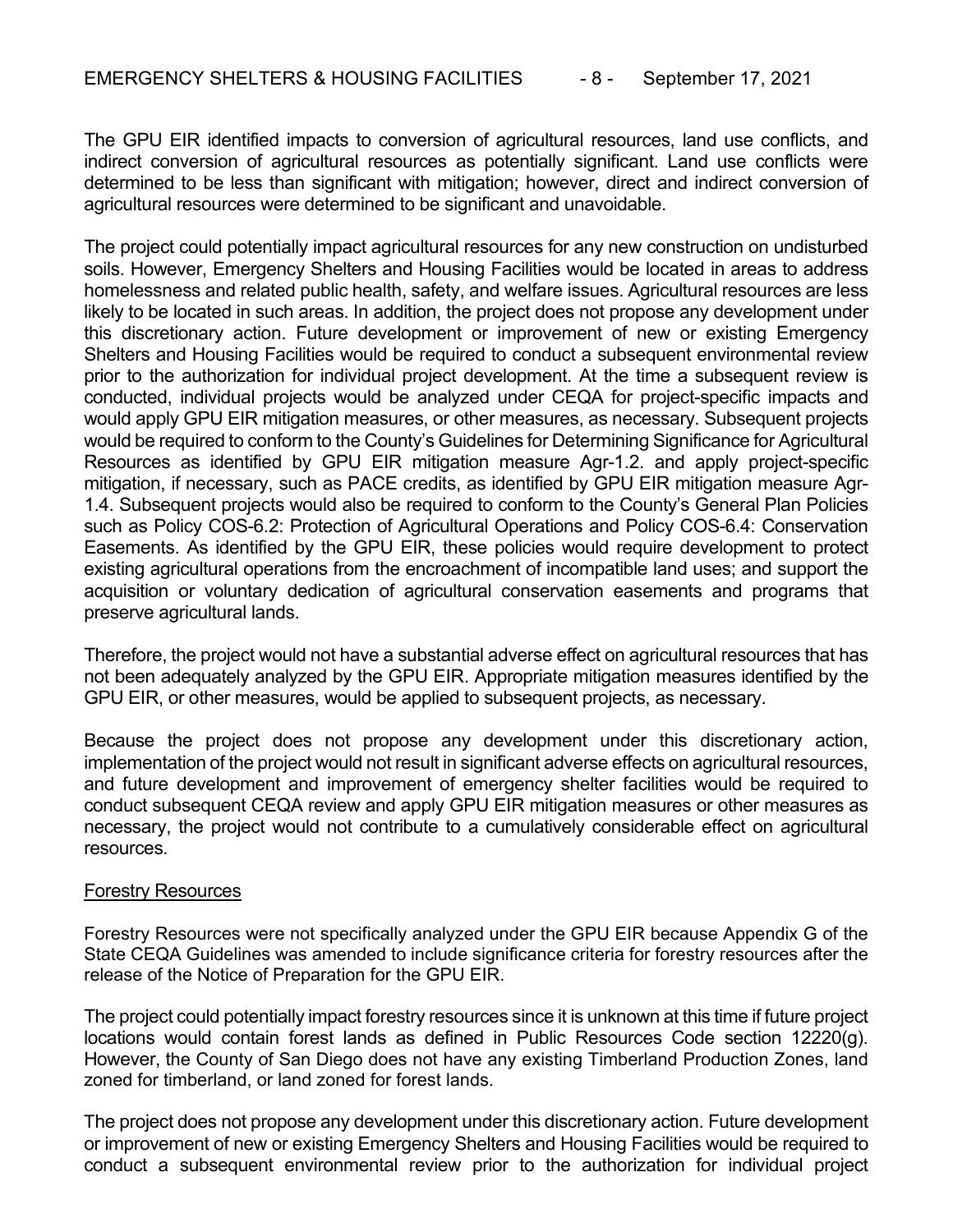The GPU EIR identified impacts to conversion of agricultural resources, land use conflicts, and indirect conversion of agricultural resources as potentially significant. Land use conflicts were determined to be less than significant with mitigation; however, direct and indirect conversion of agricultural resources were determined to be significant and unavoidable.

The project could potentially impact agricultural resources for any new construction on undisturbed soils. However, Emergency Shelters and Housing Facilities would be located in areas to address homelessness and related public health, safety, and welfare issues. Agricultural resources are less likely to be located in such areas. In addition, the project does not propose any development under this discretionary action. Future development or improvement of new or existing Emergency Shelters and Housing Facilities would be required to conduct a subsequent environmental review prior to the authorization for individual project development. At the time a subsequent review is conducted, individual projects would be analyzed under CEQA for project-specific impacts and would apply GPU EIR mitigation measures, or other measures, as necessary. Subsequent projects would be required to conform to the County's Guidelines for Determining Significance for Agricultural Resources as identified by GPU EIR mitigation measure Agr-1.2. and apply project-specific mitigation, if necessary, such as PACE credits, as identified by GPU EIR mitigation measure Agr-1.4. Subsequent projects would also be required to conform to the County's General Plan Policies such as Policy COS-6.2: Protection of Agricultural Operations and Policy COS-6.4: Conservation Easements. As identified by the GPU EIR, these policies would require development to protect existing agricultural operations from the encroachment of incompatible land uses; and support the acquisition or voluntary dedication of agricultural conservation easements and programs that preserve agricultural lands.

Therefore, the project would not have a substantial adverse effect on agricultural resources that has not been adequately analyzed by the GPU EIR. Appropriate mitigation measures identified by the GPU EIR, or other measures, would be applied to subsequent projects, as necessary.

Because the project does not propose any development under this discretionary action, implementation of the project would not result in significant adverse effects on agricultural resources, and future development and improvement of emergency shelter facilities would be required to conduct subsequent CEQA review and apply GPU EIR mitigation measures or other measures as necessary, the project would not contribute to a cumulatively considerable effect on agricultural resources.

<u>Forestry Resources</u>

Forestry Resources were not specifically analyzed under the GPU EIR because Appendix G of the State CEQA Guidelines was amended to include significance criteria for forestry resources after the release of the Notice of Preparation for the GPU EIR.

The project could potentially impact forestry resources since it is unknown at this time if future project locations would contain forest lands as defined in Public Resources Code section 12220(g). However, the County of San Diego does not have any existing Timberland Production Zones, land zoned for timberland, or land zoned for forest lands.

The project does not propose any development under this discretionary action. Future development or improvement of new or existing Emergency Shelters and Housing Facilities would be required to conduct a subsequent environmental review prior to the authorization for individual project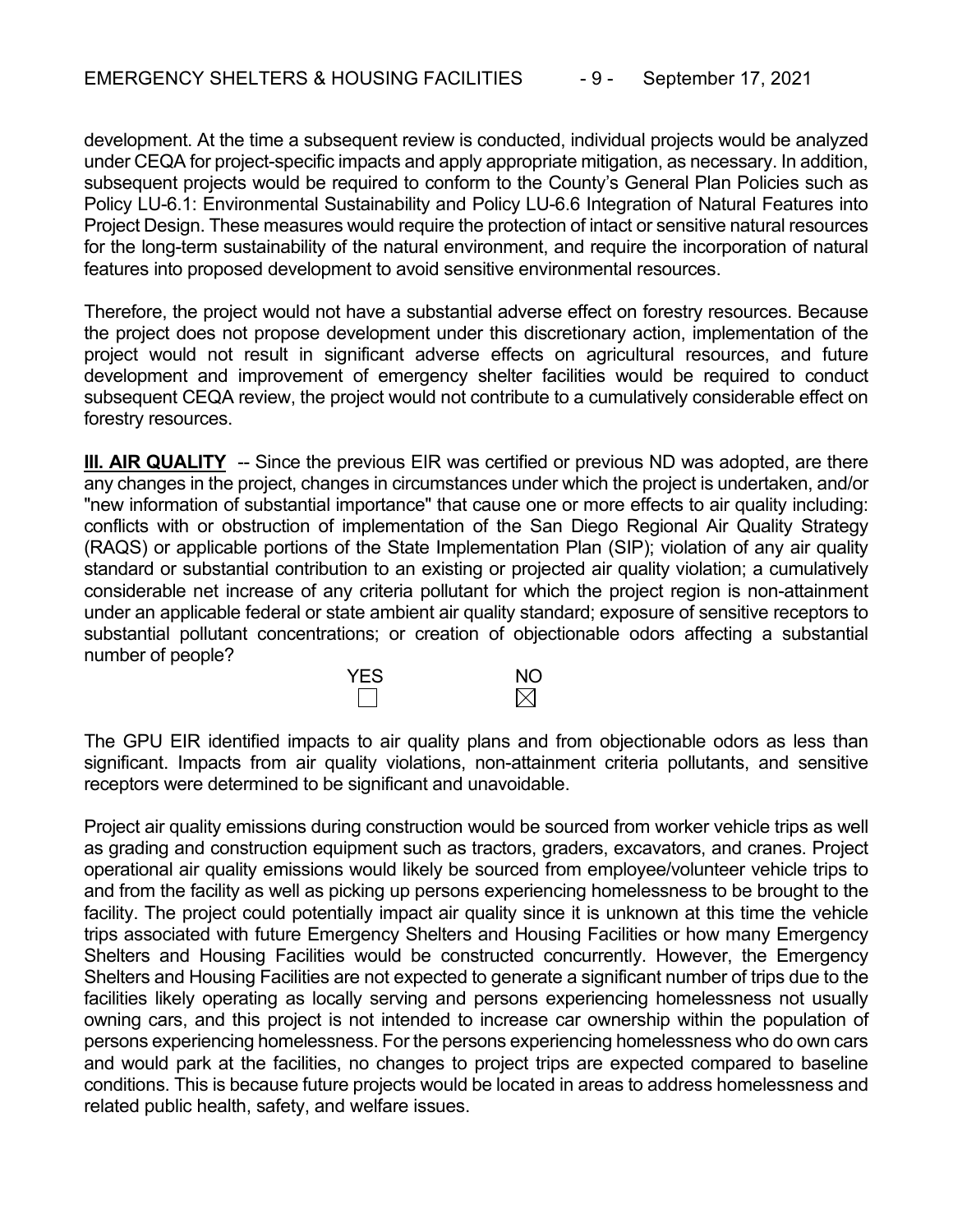development. At the time a subsequent review is conducted, individual projects would be analyzed under CEQA for project-specific impacts and apply appropriate mitigation, as necessary. In addition, subsequent projects would be required to conform to the County's General Plan Policies such as Policy LU-6.1: Environmental Sustainability and Policy LU-6.6 Integration of Natural Features into Project Design. These measures would require the protection of intact or sensitive natural resources for the long-term sustainability of the natural environment, and require the incorporation of natural features into proposed development to avoid sensitive environmental resources.

Therefore, the project would not have a substantial adverse effect on forestry resources. Because the project does not propose development under this discretionary action, implementation of the project would not result in significant adverse effects on agricultural resources, and future development and improvement of emergency shelter facilities would be required to conduct subsequent CEQA review, the project would not contribute to a cumulatively considerable effect on forestry resources.

**III. AIR QUALITY** -- Since the previous EIR was certified or previous ND was adopted, are there any changes in the project, changes in circumstances under which the project is undertaken, and/or "new information of substantial importance" that cause one or more effects to air quality including: conflicts with or obstruction of implementation of the San Diego Regional Air Quality Strategy (RAQS) or applicable portions of the State Implementation Plan (SIP); violation of any air quality standard or substantial contribution to an existing or projected air quality violation; a cumulatively considerable net increase of any criteria pollutant for which the project region is non-attainment under an applicable federal or state ambient air quality standard; exposure of sensitive receptors to substantial pollutant concentrations; or creation of objectionable odors affecting a substantial number of people?

| YES | NO |
|---|---|
| ☐ | ☒ |

The GPU EIR identified impacts to air quality plans and from objectionable odors as less than significant. Impacts from air quality violations, non-attainment criteria pollutants, and sensitive receptors were determined to be significant and unavoidable.

Project air quality emissions during construction would be sourced from worker vehicle trips as well as grading and construction equipment such as tractors, graders, excavators, and cranes. Project operational air quality emissions would likely be sourced from employee/volunteer vehicle trips to and from the facility as well as picking up persons experiencing homelessness to be brought to the facility. The project could potentially impact air quality since it is unknown at this time the vehicle trips associated with future Emergency Shelters and Housing Facilities or how many Emergency Shelters and Housing Facilities would be constructed concurrently. However, the Emergency Shelters and Housing Facilities are not expected to generate a significant number of trips due to the facilities likely operating as locally serving and persons experiencing homelessness not usually owning cars, and this project is not intended to increase car ownership within the population of persons experiencing homelessness. For the persons experiencing homelessness who do own cars and would park at the facilities, no changes to project trips are expected compared to baseline conditions. This is because future projects would be located in areas to address homelessness and related public health, safety, and welfare issues.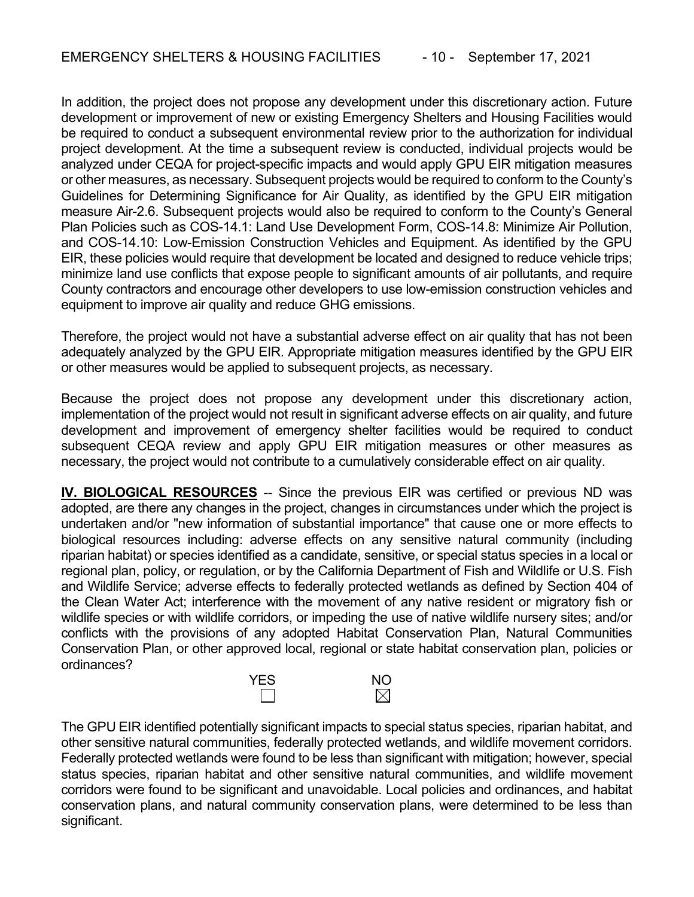In addition, the project does not propose any development under this discretionary action. Future development or improvement of new or existing Emergency Shelters and Housing Facilities would be required to conduct a subsequent environmental review prior to the authorization for individual project development. At the time a subsequent review is conducted, individual projects would be analyzed under CEQA for project-specific impacts and would apply GPU EIR mitigation measures or other measures, as necessary. Subsequent projects would be required to conform to the County's Guidelines for Determining Significance for Air Quality, as identified by the GPU EIR mitigation measure Air-2.6. Subsequent projects would also be required to conform to the County's General Plan Policies such as COS-14.1: Land Use Development Form, COS-14.8: Minimize Air Pollution, and COS-14.10: Low-Emission Construction Vehicles and Equipment. As identified by the GPU EIR, these policies would require that development be located and designed to reduce vehicle trips; minimize land use conflicts that expose people to significant amounts of air pollutants, and require County contractors and encourage other developers to use low-emission construction vehicles and equipment to improve air quality and reduce GHG emissions.

Therefore, the project would not have a substantial adverse effect on air quality that has not been adequately analyzed by the GPU EIR. Appropriate mitigation measures identified by the GPU EIR or other measures would be applied to subsequent projects, as necessary.

Because the project does not propose any development under this discretionary action, implementation of the project would not result in significant adverse effects on air quality, and future development and improvement of emergency shelter facilities would be required to conduct subsequent CEQA review and apply GPU EIR mitigation measures or other measures as necessary, the project would not contribute to a cumulatively considerable effect on air quality.

**IV. BIOLOGICAL RESOURCES** -- Since the previous EIR was certified or previous ND was adopted, are there any changes in the project, changes in circumstances under which the project is undertaken and/or "new information of substantial importance" that cause one or more effects to biological resources including: adverse effects on any sensitive natural community (including riparian habitat) or species identified as a candidate, sensitive, or special status species in a local or regional plan, policy, or regulation, or by the California Department of Fish and Wildlife or U.S. Fish and Wildlife Service; adverse effects to federally protected wetlands as defined by Section 404 of the Clean Water Act; interference with the movement of any native resident or migratory fish or wildlife species or with wildlife corridors, or impeding the use of native wildlife nursery sites; and/or conflicts with the provisions of any adopted Habitat Conservation Plan, Natural Communities Conservation Plan, or other approved local, regional or state habitat conservation plan, policies or ordinances?

| YES | NO |
|---|---|
| ☐ | ☒ |

The GPU EIR identified potentially significant impacts to special status species, riparian habitat, and other sensitive natural communities, federally protected wetlands, and wildlife movement corridors. Federally protected wetlands were found to be less than significant with mitigation; however, special status species, riparian habitat and other sensitive natural communities, and wildlife movement corridors were found to be significant and unavoidable. Local policies and ordinances, and habitat conservation plans, and natural community conservation plans, were determined to be less than significant.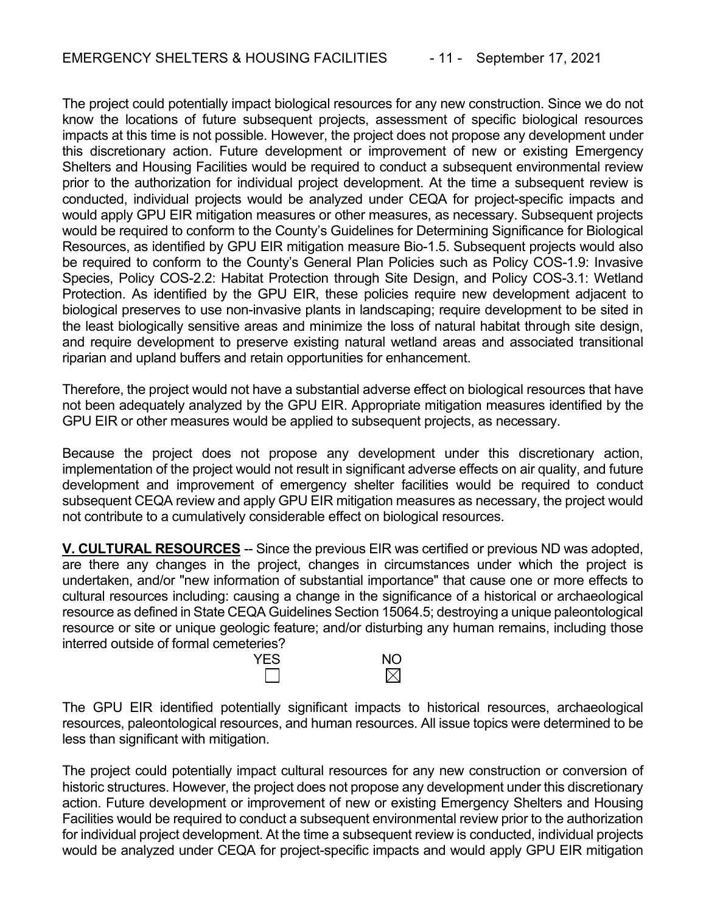The project could potentially impact biological resources for any new construction. Since we do not know the locations of future subsequent projects, assessment of specific biological resources impacts at this time is not possible. However, the project does not propose any development under this discretionary action. Future development or improvement of new or existing Emergency Shelters and Housing Facilities would be required to conduct a subsequent environmental review prior to the authorization for individual project development. At the time a subsequent review is conducted, individual projects would be analyzed under CEQA for project-specific impacts and would apply GPU EIR mitigation measures or other measures, as necessary. Subsequent projects would be required to conform to the County's Guidelines for Determining Significance for Biological Resources, as identified by GPU EIR mitigation measure Bio-1.5. Subsequent projects would also be required to conform to the County's General Plan Policies such as Policy COS-1.9: Invasive Species, Policy COS-2.2: Habitat Protection through Site Design, and Policy COS-3.1: Wetland Protection. As identified by the GPU EIR, these policies require new development adjacent to biological preserves to use non-invasive plants in landscaping; require development to be sited in the least biologically sensitive areas and minimize the loss of natural habitat through site design, and require development to preserve existing natural wetland areas and associated transitional riparian and upland buffers and retain opportunities for enhancement.

Therefore, the project would not have a substantial adverse effect on biological resources that have not been adequately analyzed by the GPU EIR. Appropriate mitigation measures identified by the GPU EIR or other measures would be applied to subsequent projects, as necessary.

Because the project does not propose any development under this discretionary action, implementation of the project would not result in significant adverse effects on air quality, and future development and improvement of emergency shelter facilities would be required to conduct subsequent CEQA review and apply GPU EIR mitigation measures as necessary, the project would not contribute to a cumulatively considerable effect on biological resources.

**V. CULTURAL RESOURCES** -- Since the previous EIR was certified or previous ND was adopted, are there any changes in the project, changes in circumstances under which the project is undertaken, and/or "new information of substantial importance" that cause one or more effects to cultural resources including: causing a change in the significance of a historical or archaeological resource as defined in State CEQA Guidelines Section 15064.5; destroying a unique paleontological resource or site or unique geologic feature; and/or disturbing any human remains, including those interred outside of formal cemeteries?

| YES | NO |
|---|---|
| ☐ | ☒ |

The GPU EIR identified potentially significant impacts to historical resources, archaeological resources, paleontological resources, and human resources. All issue topics were determined to be less than significant with mitigation.

The project could potentially impact cultural resources for any new construction or conversion of historic structures. However, the project does not propose any development under this discretionary action. Future development or improvement of new or existing Emergency Shelters and Housing Facilities would be required to conduct a subsequent environmental review prior to the authorization for individual project development. At the time a subsequent review is conducted, individual projects would be analyzed under CEQA for project-specific impacts and would apply GPU EIR mitigation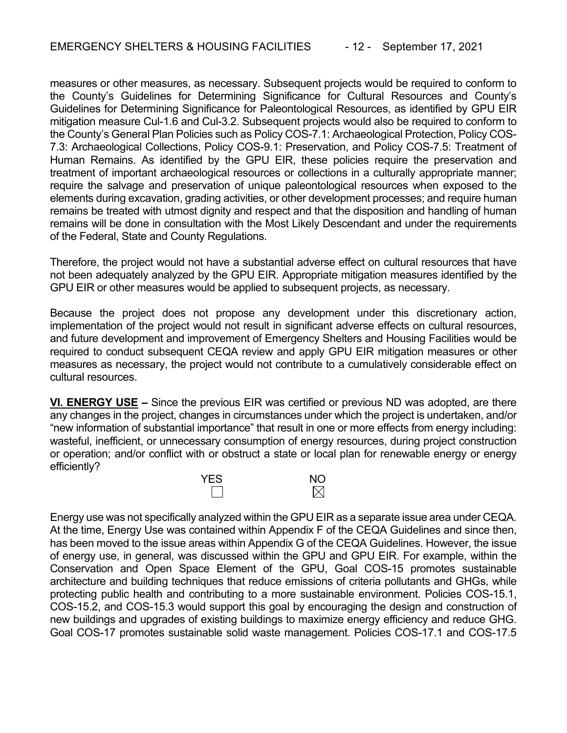measures or other measures, as necessary. Subsequent projects would be required to conform to the County's Guidelines for Determining Significance for Cultural Resources and County's Guidelines for Determining Significance for Paleontological Resources, as identified by GPU EIR mitigation measure Cul-1.6 and Cul-3.2. Subsequent projects would also be required to conform to the County's General Plan Policies such as Policy COS-7.1: Archaeological Protection, Policy COS-7.3: Archaeological Collections, Policy COS-9.1: Preservation, and Policy COS-7.5: Treatment of Human Remains. As identified by the GPU EIR, these policies require the preservation and treatment of important archaeological resources or collections in a culturally appropriate manner; require the salvage and preservation of unique paleontological resources when exposed to the elements during excavation, grading activities, or other development processes; and require human remains be treated with utmost dignity and respect and that the disposition and handling of human remains will be done in consultation with the Most Likely Descendant and under the requirements of the Federal, State and County Regulations.

Therefore, the project would not have a substantial adverse effect on cultural resources that have not been adequately analyzed by the GPU EIR. Appropriate mitigation measures identified by the GPU EIR or other measures would be applied to subsequent projects, as necessary.

Because the project does not propose any development under this discretionary action, implementation of the project would not result in significant adverse effects on cultural resources, and future development and improvement of Emergency Shelters and Housing Facilities would be required to conduct subsequent CEQA review and apply GPU EIR mitigation measures or other measures as necessary, the project would not contribute to a cumulatively considerable effect on cultural resources.

**VI. ENERGY USE –** Since the previous EIR was certified or previous ND was adopted, are there any changes in the project, changes in circumstances under which the project is undertaken, and/or "new information of substantial importance" that result in one or more effects from energy including: wasteful, inefficient, or unnecessary consumption of energy resources, during project construction or operation; and/or conflict with or obstruct a state or local plan for renewable energy or energy efficiently?

| YES | NO |
|---|---|
| ☐ | ☒ |

Energy use was not specifically analyzed within the GPU EIR as a separate issue area under CEQA. At the time, Energy Use was contained within Appendix F of the CEQA Guidelines and since then, has been moved to the issue areas within Appendix G of the CEQA Guidelines. However, the issue of energy use, in general, was discussed within the GPU and GPU EIR. For example, within the Conservation and Open Space Element of the GPU, Goal COS-15 promotes sustainable architecture and building techniques that reduce emissions of criteria pollutants and GHGs, while protecting public health and contributing to a more sustainable environment. Policies COS-15.1, COS-15.2, and COS-15.3 would support this goal by encouraging the design and construction of new buildings and upgrades of existing buildings to maximize energy efficiency and reduce GHG. Goal COS-17 promotes sustainable solid waste management. Policies COS-17.1 and COS-17.5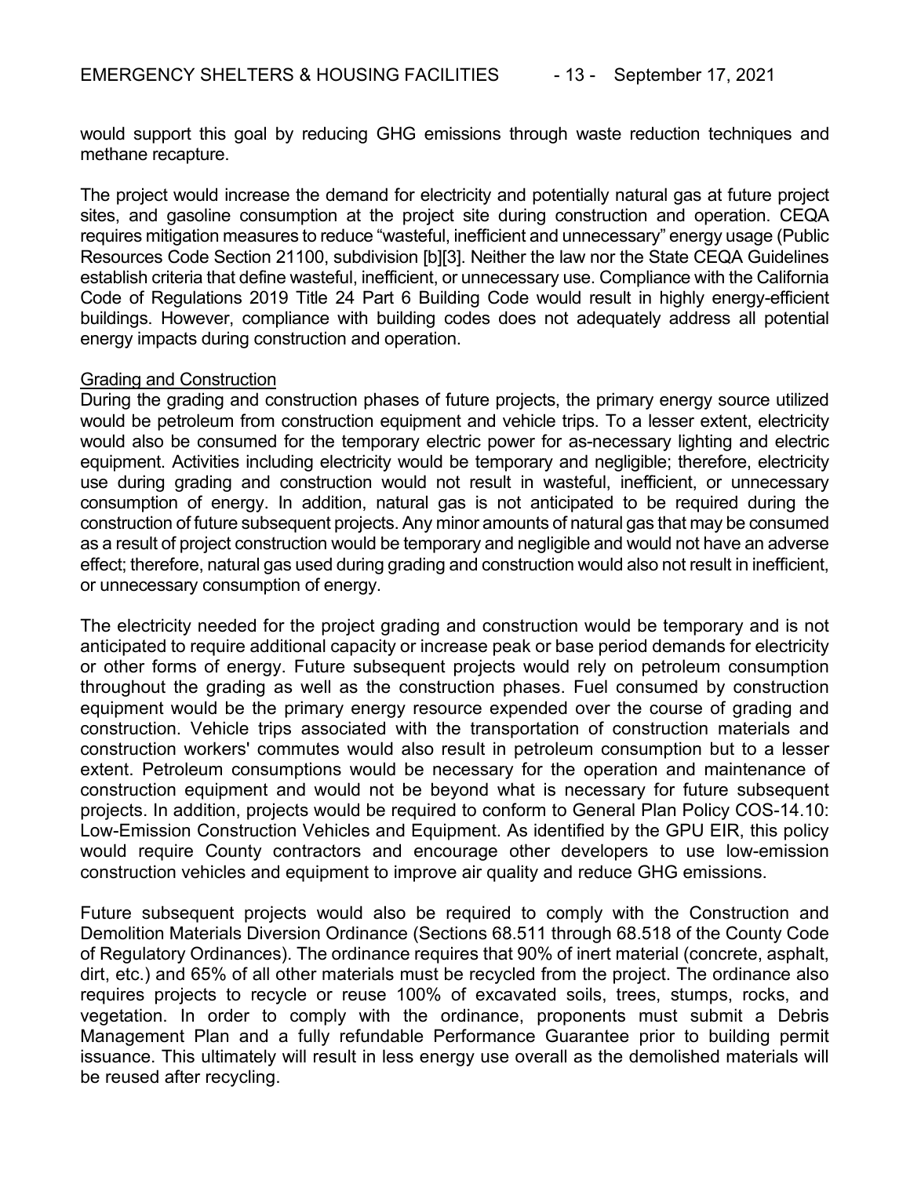would support this goal by reducing GHG emissions through waste reduction techniques and methane recapture.

The project would increase the demand for electricity and potentially natural gas at future project sites, and gasoline consumption at the project site during construction and operation. CEQA requires mitigation measures to reduce "wasteful, inefficient and unnecessary" energy usage (Public Resources Code Section 21100, subdivision [b][3]. Neither the law nor the State CEQA Guidelines establish criteria that define wasteful, inefficient, or unnecessary use. Compliance with the California Code of Regulations 2019 Title 24 Part 6 Building Code would result in highly energy-efficient buildings. However, compliance with building codes does not adequately address all potential energy impacts during construction and operation.

<u>Grading and Construction</u>

During the grading and construction phases of future projects, the primary energy source utilized would be petroleum from construction equipment and vehicle trips. To a lesser extent, electricity would also be consumed for the temporary electric power for as-necessary lighting and electric equipment. Activities including electricity would be temporary and negligible; therefore, electricity use during grading and construction would not result in wasteful, inefficient, or unnecessary consumption of energy. In addition, natural gas is not anticipated to be required during the construction of future subsequent projects. Any minor amounts of natural gas that may be consumed as a result of project construction would be temporary and negligible and would not have an adverse effect; therefore, natural gas used during grading and construction would also not result in inefficient, or unnecessary consumption of energy.

The electricity needed for the project grading and construction would be temporary and is not anticipated to require additional capacity or increase peak or base period demands for electricity or other forms of energy. Future subsequent projects would rely on petroleum consumption throughout the grading as well as the construction phases. Fuel consumed by construction equipment would be the primary energy resource expended over the course of grading and construction. Vehicle trips associated with the transportation of construction materials and construction workers' commutes would also result in petroleum consumption but to a lesser extent. Petroleum consumptions would be necessary for the operation and maintenance of construction equipment and would not be beyond what is necessary for future subsequent projects. In addition, projects would be required to conform to General Plan Policy COS-14.10: Low-Emission Construction Vehicles and Equipment. As identified by the GPU EIR, this policy would require County contractors and encourage other developers to use low-emission construction vehicles and equipment to improve air quality and reduce GHG emissions.

Future subsequent projects would also be required to comply with the Construction and Demolition Materials Diversion Ordinance (Sections 68.511 through 68.518 of the County Code of Regulatory Ordinances). The ordinance requires that 90% of inert material (concrete, asphalt, dirt, etc.) and 65% of all other materials must be recycled from the project. The ordinance also requires projects to recycle or reuse 100% of excavated soils, trees, stumps, rocks, and vegetation. In order to comply with the ordinance, proponents must submit a Debris Management Plan and a fully refundable Performance Guarantee prior to building permit issuance. This ultimately will result in less energy use overall as the demolished materials will be reused after recycling.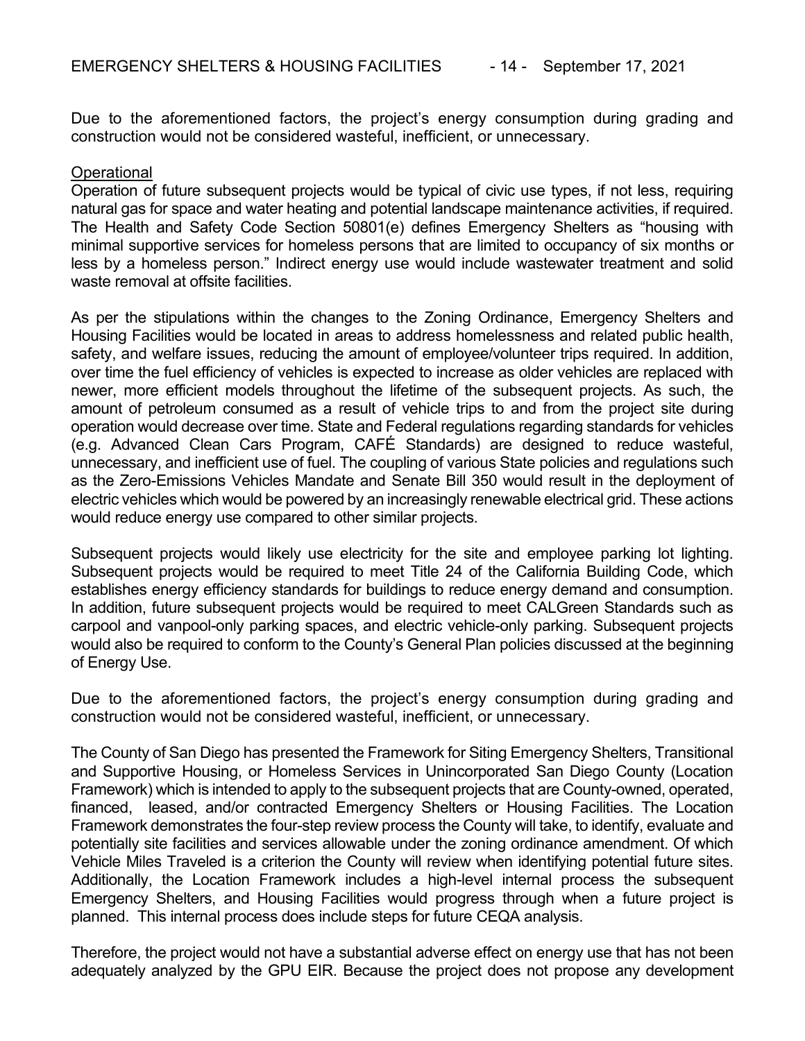Due to the aforementioned factors, the project's energy consumption during grading and construction would not be considered wasteful, inefficient, or unnecessary.

<u>Operational</u>

Operation of future subsequent projects would be typical of civic use types, if not less, requiring natural gas for space and water heating and potential landscape maintenance activities, if required. The Health and Safety Code Section 50801(e) defines Emergency Shelters as "housing with minimal supportive services for homeless persons that are limited to occupancy of six months or less by a homeless person." Indirect energy use would include wastewater treatment and solid waste removal at offsite facilities.

As per the stipulations within the changes to the Zoning Ordinance, Emergency Shelters and Housing Facilities would be located in areas to address homelessness and related public health, safety, and welfare issues, reducing the amount of employee/volunteer trips required. In addition, over time the fuel efficiency of vehicles is expected to increase as older vehicles are replaced with newer, more efficient models throughout the lifetime of the subsequent projects. As such, the amount of petroleum consumed as a result of vehicle trips to and from the project site during operation would decrease over time. State and Federal regulations regarding standards for vehicles (e.g. Advanced Clean Cars Program, CAFÉ Standards) are designed to reduce wasteful, unnecessary, and inefficient use of fuel. The coupling of various State policies and regulations such as the Zero-Emissions Vehicles Mandate and Senate Bill 350 would result in the deployment of electric vehicles which would be powered by an increasingly renewable electrical grid. These actions would reduce energy use compared to other similar projects.

Subsequent projects would likely use electricity for the site and employee parking lot lighting. Subsequent projects would be required to meet Title 24 of the California Building Code, which establishes energy efficiency standards for buildings to reduce energy demand and consumption. In addition, future subsequent projects would be required to meet CALGreen Standards such as carpool and vanpool-only parking spaces, and electric vehicle-only parking. Subsequent projects would also be required to conform to the County's General Plan policies discussed at the beginning of Energy Use.

Due to the aforementioned factors, the project's energy consumption during grading and construction would not be considered wasteful, inefficient, or unnecessary.

The County of San Diego has presented the Framework for Siting Emergency Shelters, Transitional and Supportive Housing, or Homeless Services in Unincorporated San Diego County (Location Framework) which is intended to apply to the subsequent projects that are County-owned, operated, financed, leased, and/or contracted Emergency Shelters or Housing Facilities. The Location Framework demonstrates the four-step review process the County will take, to identify, evaluate and potentially site facilities and services allowable under the zoning ordinance amendment. Of which Vehicle Miles Traveled is a criterion the County will review when identifying potential future sites. Additionally, the Location Framework includes a high-level internal process the subsequent Emergency Shelters, and Housing Facilities would progress through when a future project is planned. This internal process does include steps for future CEQA analysis.

Therefore, the project would not have a substantial adverse effect on energy use that has not been adequately analyzed by the GPU EIR. Because the project does not propose any development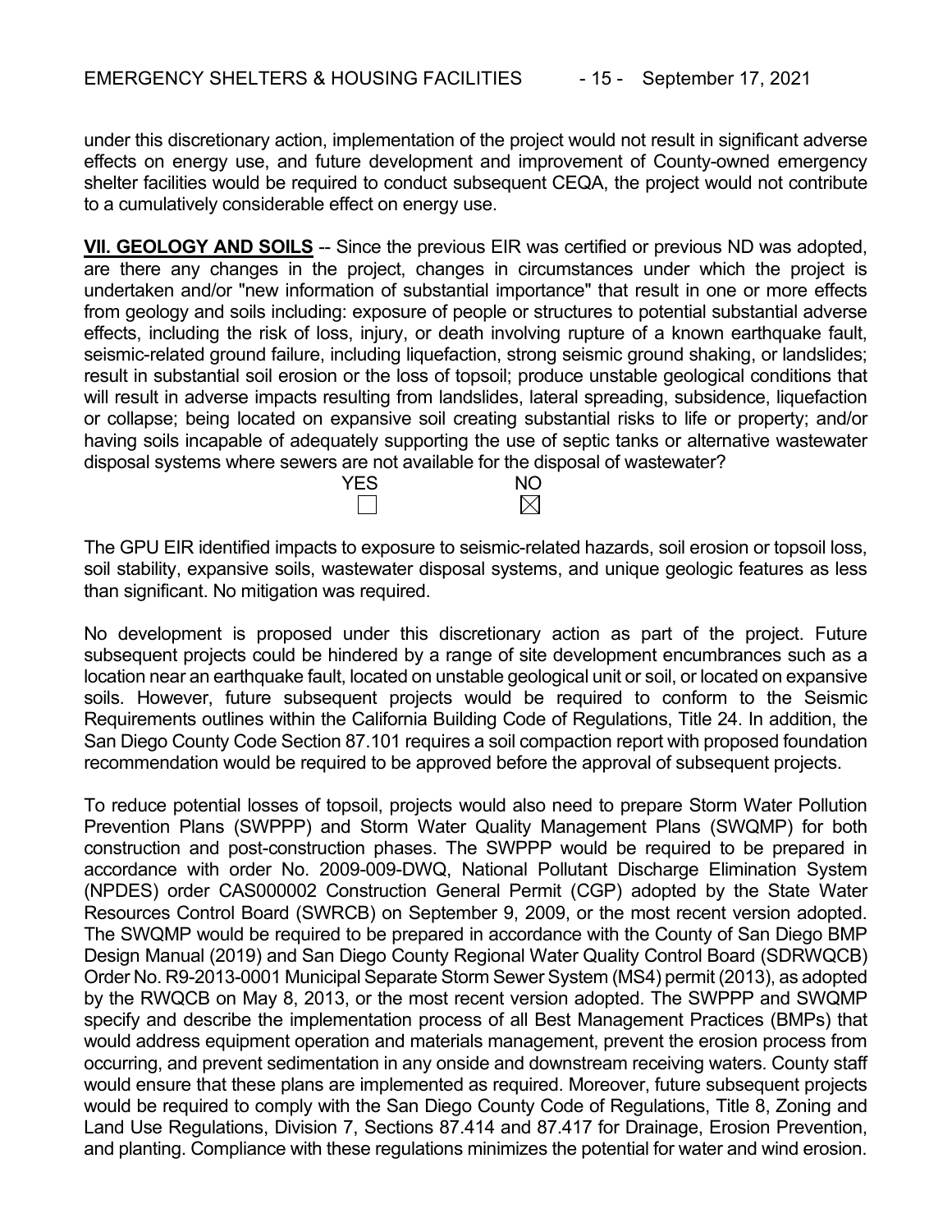under this discretionary action, implementation of the project would not result in significant adverse effects on energy use, and future development and improvement of County-owned emergency shelter facilities would be required to conduct subsequent CEQA, the project would not contribute to a cumulatively considerable effect on energy use.

**VII. GEOLOGY AND SOILS** -- Since the previous EIR was certified or previous ND was adopted, are there any changes in the project, changes in circumstances under which the project is undertaken and/or "new information of substantial importance" that result in one or more effects from geology and soils including: exposure of people or structures to potential substantial adverse effects, including the risk of loss, injury, or death involving rupture of a known earthquake fault, seismic-related ground failure, including liquefaction, strong seismic ground shaking, or landslides; result in substantial soil erosion or the loss of topsoil; produce unstable geological conditions that will result in adverse impacts resulting from landslides, lateral spreading, subsidence, liquefaction or collapse; being located on expansive soil creating substantial risks to life or property; and/or having soils incapable of adequately supporting the use of septic tanks or alternative wastewater disposal systems where sewers are not available for the disposal of wastewater?

| YES | NO |
|---|---|
| ☐ | ☒ |

The GPU EIR identified impacts to exposure to seismic-related hazards, soil erosion or topsoil loss, soil stability, expansive soils, wastewater disposal systems, and unique geologic features as less than significant. No mitigation was required.

No development is proposed under this discretionary action as part of the project. Future subsequent projects could be hindered by a range of site development encumbrances such as a location near an earthquake fault, located on unstable geological unit or soil, or located on expansive soils. However, future subsequent projects would be required to conform to the Seismic Requirements outlines within the California Building Code of Regulations, Title 24. In addition, the San Diego County Code Section 87.101 requires a soil compaction report with proposed foundation recommendation would be required to be approved before the approval of subsequent projects.

To reduce potential losses of topsoil, projects would also need to prepare Storm Water Pollution Prevention Plans (SWPPP) and Storm Water Quality Management Plans (SWQMP) for both construction and post-construction phases. The SWPPP would be required to be prepared in accordance with order No. 2009-009-DWQ, National Pollutant Discharge Elimination System (NPDES) order CAS000002 Construction General Permit (CGP) adopted by the State Water Resources Control Board (SWRCB) on September 9, 2009, or the most recent version adopted. The SWQMP would be required to be prepared in accordance with the County of San Diego BMP Design Manual (2019) and San Diego County Regional Water Quality Control Board (SDRWQCB) Order No. R9-2013-0001 Municipal Separate Storm Sewer System (MS4) permit (2013), as adopted by the RWQCB on May 8, 2013, or the most recent version adopted. The SWPPP and SWQMP specify and describe the implementation process of all Best Management Practices (BMPs) that would address equipment operation and materials management, prevent the erosion process from occurring, and prevent sedimentation in any onside and downstream receiving waters. County staff would ensure that these plans are implemented as required. Moreover, future subsequent projects would be required to comply with the San Diego County Code of Regulations, Title 8, Zoning and Land Use Regulations, Division 7, Sections 87.414 and 87.417 for Drainage, Erosion Prevention, and planting. Compliance with these regulations minimizes the potential for water and wind erosion.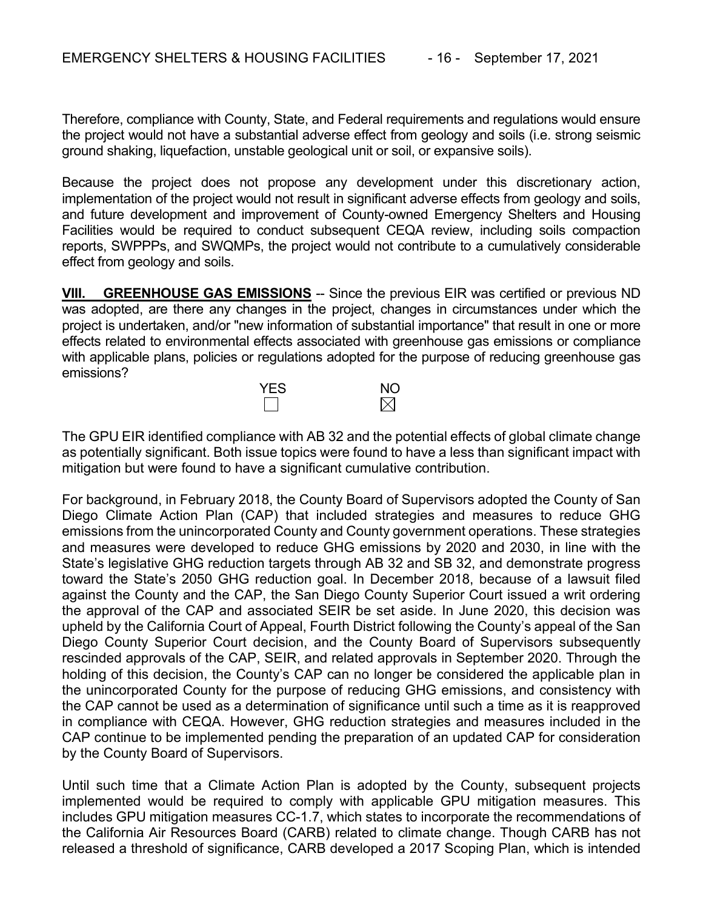Therefore, compliance with County, State, and Federal requirements and regulations would ensure the project would not have a substantial adverse effect from geology and soils (i.e. strong seismic ground shaking, liquefaction, unstable geological unit or soil, or expansive soils).

Because the project does not propose any development under this discretionary action, implementation of the project would not result in significant adverse effects from geology and soils, and future development and improvement of County-owned Emergency Shelters and Housing Facilities would be required to conduct subsequent CEQA review, including soils compaction reports, SWPPPs, and SWQMPs, the project would not contribute to a cumulatively considerable effect from geology and soils.

**VIII. GREENHOUSE GAS EMISSIONS** -- Since the previous EIR was certified or previous ND was adopted, are there any changes in the project, changes in circumstances under which the project is undertaken, and/or "new information of substantial importance" that result in one or more effects related to environmental effects associated with greenhouse gas emissions or compliance with applicable plans, policies or regulations adopted for the purpose of reducing greenhouse gas emissions?

| YES | NO |
|---|---|
| ☐ | ☒ |

The GPU EIR identified compliance with AB 32 and the potential effects of global climate change as potentially significant. Both issue topics were found to have a less than significant impact with mitigation but were found to have a significant cumulative contribution.

For background, in February 2018, the County Board of Supervisors adopted the County of San Diego Climate Action Plan (CAP) that included strategies and measures to reduce GHG emissions from the unincorporated County and County government operations. These strategies and measures were developed to reduce GHG emissions by 2020 and 2030, in line with the State's legislative GHG reduction targets through AB 32 and SB 32, and demonstrate progress toward the State's 2050 GHG reduction goal. In December 2018, because of a lawsuit filed against the County and the CAP, the San Diego County Superior Court issued a writ ordering the approval of the CAP and associated SEIR be set aside. In June 2020, this decision was upheld by the California Court of Appeal, Fourth District following the County's appeal of the San Diego County Superior Court decision, and the County Board of Supervisors subsequently rescinded approvals of the CAP, SEIR, and related approvals in September 2020. Through the holding of this decision, the County's CAP can no longer be considered the applicable plan in the unincorporated County for the purpose of reducing GHG emissions, and consistency with the CAP cannot be used as a determination of significance until such a time as it is reapproved in compliance with CEQA. However, GHG reduction strategies and measures included in the CAP continue to be implemented pending the preparation of an updated CAP for consideration by the County Board of Supervisors.

Until such time that a Climate Action Plan is adopted by the County, subsequent projects implemented would be required to comply with applicable GPU mitigation measures. This includes GPU mitigation measures CC-1.7, which states to incorporate the recommendations of the California Air Resources Board (CARB) related to climate change. Though CARB has not released a threshold of significance, CARB developed a 2017 Scoping Plan, which is intended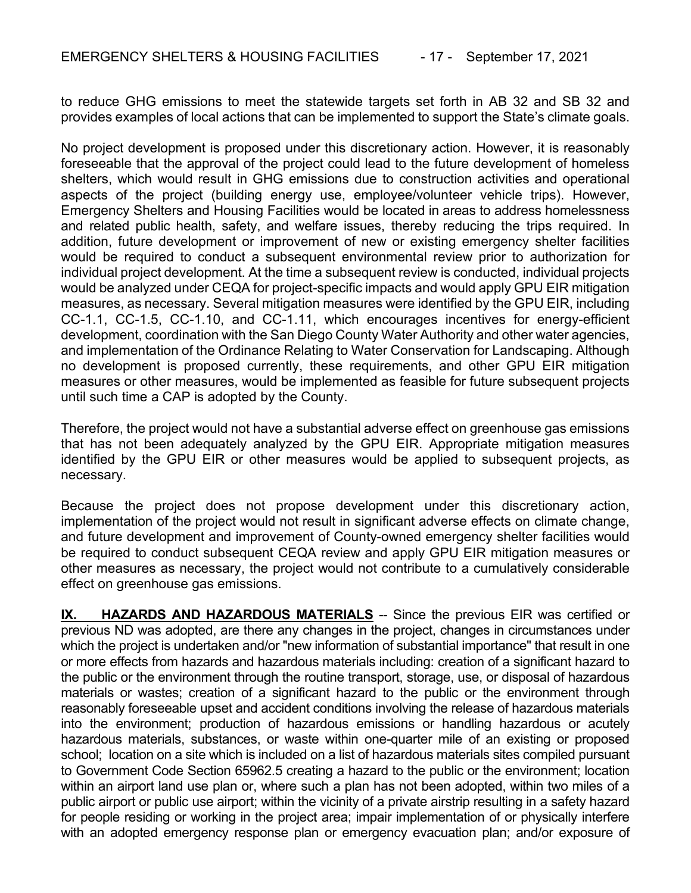to reduce GHG emissions to meet the statewide targets set forth in AB 32 and SB 32 and provides examples of local actions that can be implemented to support the State's climate goals.

No project development is proposed under this discretionary action. However, it is reasonably foreseeable that the approval of the project could lead to the future development of homeless shelters, which would result in GHG emissions due to construction activities and operational aspects of the project (building energy use, employee/volunteer vehicle trips). However, Emergency Shelters and Housing Facilities would be located in areas to address homelessness and related public health, safety, and welfare issues, thereby reducing the trips required. In addition, future development or improvement of new or existing emergency shelter facilities would be required to conduct a subsequent environmental review prior to authorization for individual project development. At the time a subsequent review is conducted, individual projects would be analyzed under CEQA for project-specific impacts and would apply GPU EIR mitigation measures, as necessary. Several mitigation measures were identified by the GPU EIR, including CC-1.1, CC-1.5, CC-1.10, and CC-1.11, which encourages incentives for energy-efficient development, coordination with the San Diego County Water Authority and other water agencies, and implementation of the Ordinance Relating to Water Conservation for Landscaping. Although no development is proposed currently, these requirements, and other GPU EIR mitigation measures or other measures, would be implemented as feasible for future subsequent projects until such time a CAP is adopted by the County.

Therefore, the project would not have a substantial adverse effect on greenhouse gas emissions that has not been adequately analyzed by the GPU EIR. Appropriate mitigation measures identified by the GPU EIR or other measures would be applied to subsequent projects, as necessary.

Because the project does not propose development under this discretionary action, implementation of the project would not result in significant adverse effects on climate change, and future development and improvement of County-owned emergency shelter facilities would be required to conduct subsequent CEQA review and apply GPU EIR mitigation measures or other measures as necessary, the project would not contribute to a cumulatively considerable effect on greenhouse gas emissions.

**IX. HAZARDS AND HAZARDOUS MATERIALS** -- Since the previous EIR was certified or previous ND was adopted, are there any changes in the project, changes in circumstances under which the project is undertaken and/or "new information of substantial importance" that result in one or more effects from hazards and hazardous materials including: creation of a significant hazard to the public or the environment through the routine transport, storage, use, or disposal of hazardous materials or wastes; creation of a significant hazard to the public or the environment through reasonably foreseeable upset and accident conditions involving the release of hazardous materials into the environment; production of hazardous emissions or handling hazardous or acutely hazardous materials, substances, or waste within one-quarter mile of an existing or proposed school; location on a site which is included on a list of hazardous materials sites compiled pursuant to Government Code Section 65962.5 creating a hazard to the public or the environment; location within an airport land use plan or, where such a plan has not been adopted, within two miles of a public airport or public use airport; within the vicinity of a private airstrip resulting in a safety hazard for people residing or working in the project area; impair implementation of or physically interfere with an adopted emergency response plan or emergency evacuation plan; and/or exposure of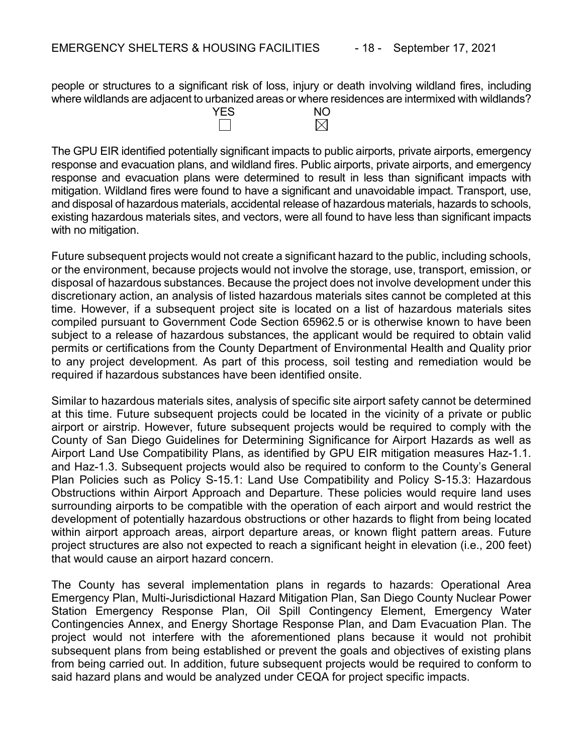people or structures to a significant risk of loss, injury or death involving wildland fires, including where wildlands are adjacent to urbanized areas or where residences are intermixed with wildlands?

| YES | NO |
|---|---|
| ☐ | ☒ |

The GPU EIR identified potentially significant impacts to public airports, private airports, emergency response and evacuation plans, and wildland fires. Public airports, private airports, and emergency response and evacuation plans were determined to result in less than significant impacts with mitigation. Wildland fires were found to have a significant and unavoidable impact. Transport, use, and disposal of hazardous materials, accidental release of hazardous materials, hazards to schools, existing hazardous materials sites, and vectors, were all found to have less than significant impacts with no mitigation.

Future subsequent projects would not create a significant hazard to the public, including schools, or the environment, because projects would not involve the storage, use, transport, emission, or disposal of hazardous substances. Because the project does not involve development under this discretionary action, an analysis of listed hazardous materials sites cannot be completed at this time. However, if a subsequent project site is located on a list of hazardous materials sites compiled pursuant to Government Code Section 65962.5 or is otherwise known to have been subject to a release of hazardous substances, the applicant would be required to obtain valid permits or certifications from the County Department of Environmental Health and Quality prior to any project development. As part of this process, soil testing and remediation would be required if hazardous substances have been identified onsite.

Similar to hazardous materials sites, analysis of specific site airport safety cannot be determined at this time. Future subsequent projects could be located in the vicinity of a private or public airport or airstrip. However, future subsequent projects would be required to comply with the County of San Diego Guidelines for Determining Significance for Airport Hazards as well as Airport Land Use Compatibility Plans, as identified by GPU EIR mitigation measures Haz-1.1. and Haz-1.3. Subsequent projects would also be required to conform to the County's General Plan Policies such as Policy S-15.1: Land Use Compatibility and Policy S-15.3: Hazardous Obstructions within Airport Approach and Departure. These policies would require land uses surrounding airports to be compatible with the operation of each airport and would restrict the development of potentially hazardous obstructions or other hazards to flight from being located within airport approach areas, airport departure areas, or known flight pattern areas. Future project structures are also not expected to reach a significant height in elevation (i.e., 200 feet) that would cause an airport hazard concern.

The County has several implementation plans in regards to hazards: Operational Area Emergency Plan, Multi-Jurisdictional Hazard Mitigation Plan, San Diego County Nuclear Power Station Emergency Response Plan, Oil Spill Contingency Element, Emergency Water Contingencies Annex, and Energy Shortage Response Plan, and Dam Evacuation Plan. The project would not interfere with the aforementioned plans because it would not prohibit subsequent plans from being established or prevent the goals and objectives of existing plans from being carried out. In addition, future subsequent projects would be required to conform to said hazard plans and would be analyzed under CEQA for project specific impacts.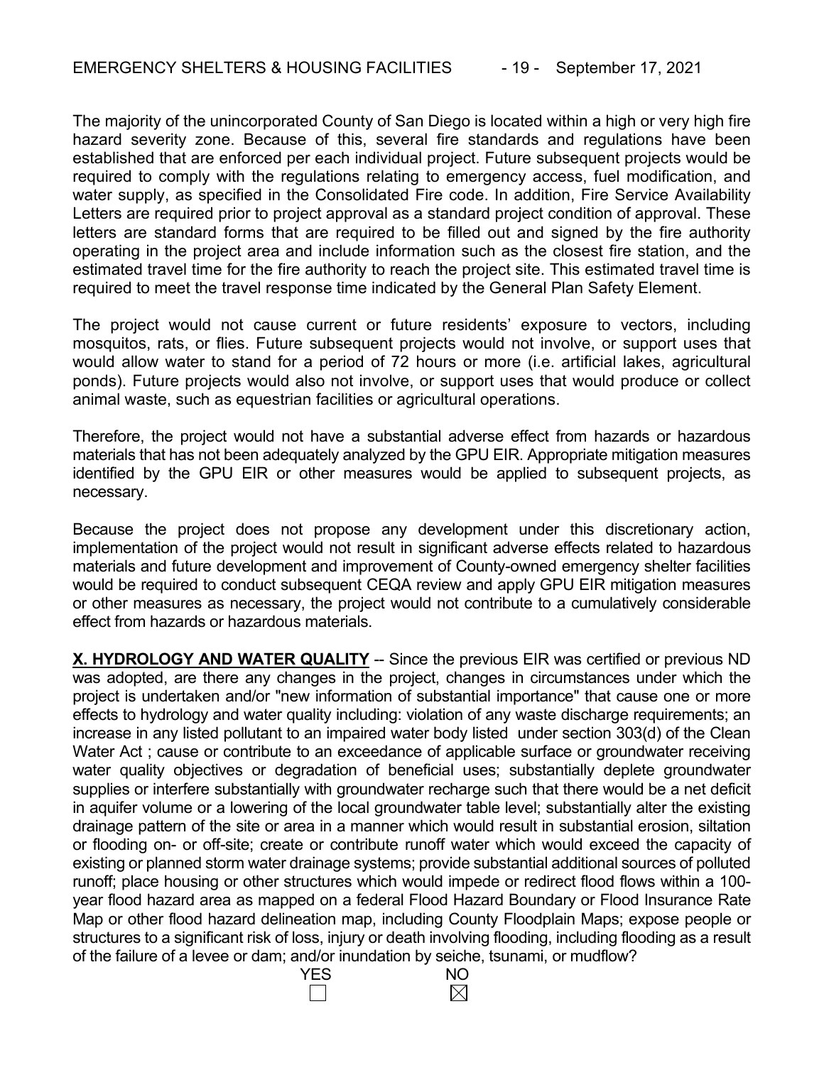The majority of the unincorporated County of San Diego is located within a high or very high fire hazard severity zone. Because of this, several fire standards and regulations have been established that are enforced per each individual project. Future subsequent projects would be required to comply with the regulations relating to emergency access, fuel modification, and water supply, as specified in the Consolidated Fire code. In addition, Fire Service Availability Letters are required prior to project approval as a standard project condition of approval. These letters are standard forms that are required to be filled out and signed by the fire authority operating in the project area and include information such as the closest fire station, and the estimated travel time for the fire authority to reach the project site. This estimated travel time is required to meet the travel response time indicated by the General Plan Safety Element.

The project would not cause current or future residents' exposure to vectors, including mosquitos, rats, or flies. Future subsequent projects would not involve, or support uses that would allow water to stand for a period of 72 hours or more (i.e. artificial lakes, agricultural ponds). Future projects would also not involve, or support uses that would produce or collect animal waste, such as equestrian facilities or agricultural operations.

Therefore, the project would not have a substantial adverse effect from hazards or hazardous materials that has not been adequately analyzed by the GPU EIR. Appropriate mitigation measures identified by the GPU EIR or other measures would be applied to subsequent projects, as necessary.

Because the project does not propose any development under this discretionary action, implementation of the project would not result in significant adverse effects related to hazardous materials and future development and improvement of County-owned emergency shelter facilities would be required to conduct subsequent CEQA review and apply GPU EIR mitigation measures or other measures as necessary, the project would not contribute to a cumulatively considerable effect from hazards or hazardous materials.

**X. HYDROLOGY AND WATER QUALITY** -- Since the previous EIR was certified or previous ND was adopted, are there any changes in the project, changes in circumstances under which the project is undertaken and/or "new information of substantial importance" that cause one or more effects to hydrology and water quality including: violation of any waste discharge requirements; an increase in any listed pollutant to an impaired water body listed under section 303(d) of the Clean Water Act ; cause or contribute to an exceedance of applicable surface or groundwater receiving water quality objectives or degradation of beneficial uses; substantially deplete groundwater supplies or interfere substantially with groundwater recharge such that there would be a net deficit in aquifer volume or a lowering of the local groundwater table level; substantially alter the existing drainage pattern of the site or area in a manner which would result in substantial erosion, siltation or flooding on- or off-site; create or contribute runoff water which would exceed the capacity of existing or planned storm water drainage systems; provide substantial additional sources of polluted runoff; place housing or other structures which would impede or redirect flood flows within a 100-year flood hazard area as mapped on a federal Flood Hazard Boundary or Flood Insurance Rate Map or other flood hazard delineation map, including County Floodplain Maps; expose people or structures to a significant risk of loss, injury or death involving flooding, including flooding as a result of the failure of a levee or dam; and/or inundation by seiche, tsunami, or mudflow?

| YES | NO |
|---|---|
| ☐ | ☒ |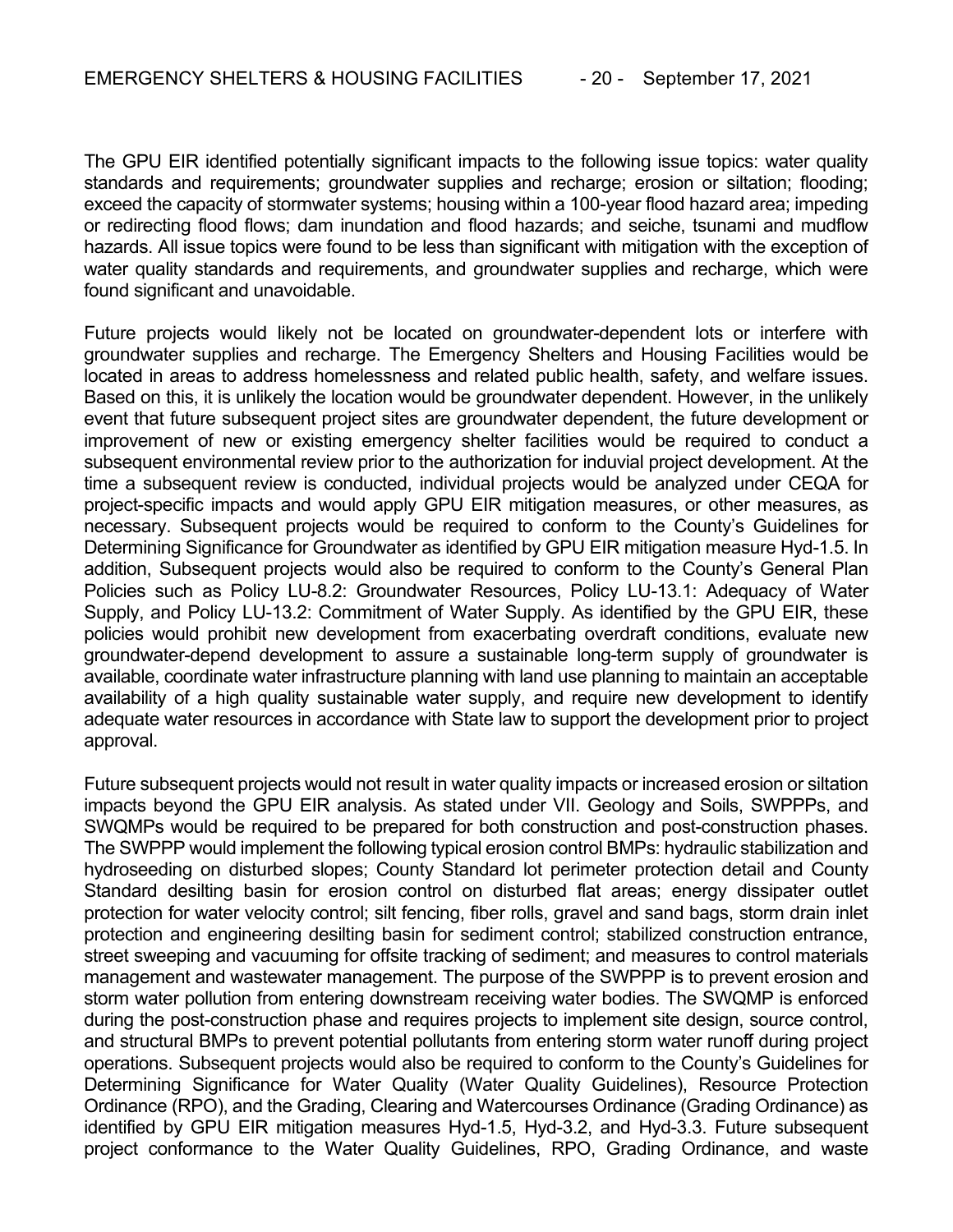The GPU EIR identified potentially significant impacts to the following issue topics: water quality standards and requirements; groundwater supplies and recharge; erosion or siltation; flooding; exceed the capacity of stormwater systems; housing within a 100-year flood hazard area; impeding or redirecting flood flows; dam inundation and flood hazards; and seiche, tsunami and mudflow hazards. All issue topics were found to be less than significant with mitigation with the exception of water quality standards and requirements, and groundwater supplies and recharge, which were found significant and unavoidable.

Future projects would likely not be located on groundwater-dependent lots or interfere with groundwater supplies and recharge. The Emergency Shelters and Housing Facilities would be located in areas to address homelessness and related public health, safety, and welfare issues. Based on this, it is unlikely the location would be groundwater dependent. However, in the unlikely event that future subsequent project sites are groundwater dependent, the future development or improvement of new or existing emergency shelter facilities would be required to conduct a subsequent environmental review prior to the authorization for induvial project development. At the time a subsequent review is conducted, individual projects would be analyzed under CEQA for project-specific impacts and would apply GPU EIR mitigation measures, or other measures, as necessary. Subsequent projects would be required to conform to the County's Guidelines for Determining Significance for Groundwater as identified by GPU EIR mitigation measure Hyd-1.5. In addition, Subsequent projects would also be required to conform to the County's General Plan Policies such as Policy LU-8.2: Groundwater Resources, Policy LU-13.1: Adequacy of Water Supply, and Policy LU-13.2: Commitment of Water Supply. As identified by the GPU EIR, these policies would prohibit new development from exacerbating overdraft conditions, evaluate new groundwater-depend development to assure a sustainable long-term supply of groundwater is available, coordinate water infrastructure planning with land use planning to maintain an acceptable availability of a high quality sustainable water supply, and require new development to identify adequate water resources in accordance with State law to support the development prior to project approval.

Future subsequent projects would not result in water quality impacts or increased erosion or siltation impacts beyond the GPU EIR analysis. As stated under VII. Geology and Soils, SWPPPs, and SWQMPs would be required to be prepared for both construction and post-construction phases. The SWPPP would implement the following typical erosion control BMPs: hydraulic stabilization and hydroseeding on disturbed slopes; County Standard lot perimeter protection detail and County Standard desilting basin for erosion control on disturbed flat areas; energy dissipater outlet protection for water velocity control; silt fencing, fiber rolls, gravel and sand bags, storm drain inlet protection and engineering desilting basin for sediment control; stabilized construction entrance, street sweeping and vacuuming for offsite tracking of sediment; and measures to control materials management and wastewater management. The purpose of the SWPPP is to prevent erosion and storm water pollution from entering downstream receiving water bodies. The SWQMP is enforced during the post-construction phase and requires projects to implement site design, source control, and structural BMPs to prevent potential pollutants from entering storm water runoff during project operations. Subsequent projects would also be required to conform to the County's Guidelines for Determining Significance for Water Quality (Water Quality Guidelines), Resource Protection Ordinance (RPO), and the Grading, Clearing and Watercourses Ordinance (Grading Ordinance) as identified by GPU EIR mitigation measures Hyd-1.5, Hyd-3.2, and Hyd-3.3. Future subsequent project conformance to the Water Quality Guidelines, RPO, Grading Ordinance, and waste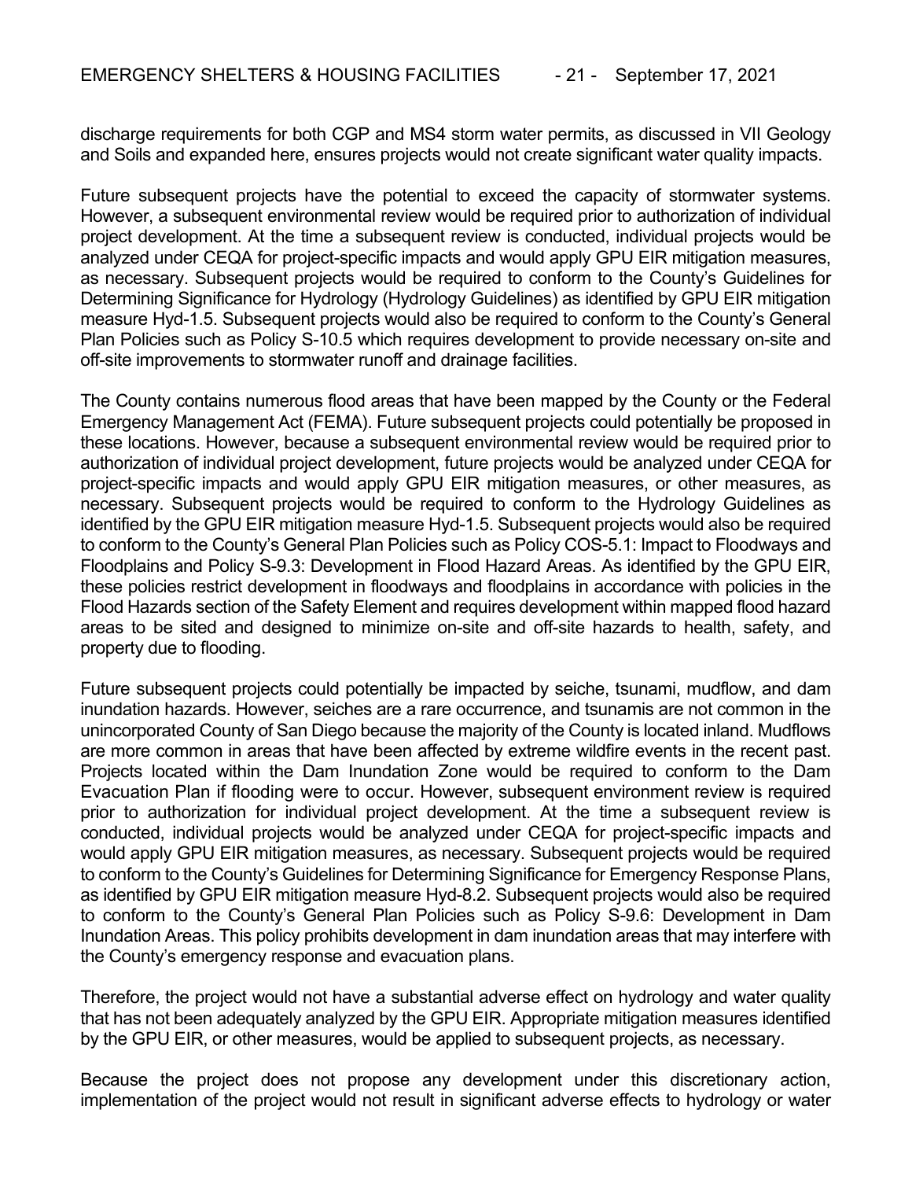discharge requirements for both CGP and MS4 storm water permits, as discussed in VII Geology and Soils and expanded here, ensures projects would not create significant water quality impacts.

Future subsequent projects have the potential to exceed the capacity of stormwater systems. However, a subsequent environmental review would be required prior to authorization of individual project development. At the time a subsequent review is conducted, individual projects would be analyzed under CEQA for project-specific impacts and would apply GPU EIR mitigation measures, as necessary. Subsequent projects would be required to conform to the County's Guidelines for Determining Significance for Hydrology (Hydrology Guidelines) as identified by GPU EIR mitigation measure Hyd-1.5. Subsequent projects would also be required to conform to the County's General Plan Policies such as Policy S-10.5 which requires development to provide necessary on-site and off-site improvements to stormwater runoff and drainage facilities.

The County contains numerous flood areas that have been mapped by the County or the Federal Emergency Management Act (FEMA). Future subsequent projects could potentially be proposed in these locations. However, because a subsequent environmental review would be required prior to authorization of individual project development, future projects would be analyzed under CEQA for project-specific impacts and would apply GPU EIR mitigation measures, or other measures, as necessary. Subsequent projects would be required to conform to the Hydrology Guidelines as identified by the GPU EIR mitigation measure Hyd-1.5. Subsequent projects would also be required to conform to the County's General Plan Policies such as Policy COS-5.1: Impact to Floodways and Floodplains and Policy S-9.3: Development in Flood Hazard Areas. As identified by the GPU EIR, these policies restrict development in floodways and floodplains in accordance with policies in the Flood Hazards section of the Safety Element and requires development within mapped flood hazard areas to be sited and designed to minimize on-site and off-site hazards to health, safety, and property due to flooding.

Future subsequent projects could potentially be impacted by seiche, tsunami, mudflow, and dam inundation hazards. However, seiches are a rare occurrence, and tsunamis are not common in the unincorporated County of San Diego because the majority of the County is located inland. Mudflows are more common in areas that have been affected by extreme wildfire events in the recent past. Projects located within the Dam Inundation Zone would be required to conform to the Dam Evacuation Plan if flooding were to occur. However, subsequent environment review is required prior to authorization for individual project development. At the time a subsequent review is conducted, individual projects would be analyzed under CEQA for project-specific impacts and would apply GPU EIR mitigation measures, as necessary. Subsequent projects would be required to conform to the County's Guidelines for Determining Significance for Emergency Response Plans, as identified by GPU EIR mitigation measure Hyd-8.2. Subsequent projects would also be required to conform to the County's General Plan Policies such as Policy S-9.6: Development in Dam Inundation Areas. This policy prohibits development in dam inundation areas that may interfere with the County's emergency response and evacuation plans.

Therefore, the project would not have a substantial adverse effect on hydrology and water quality that has not been adequately analyzed by the GPU EIR. Appropriate mitigation measures identified by the GPU EIR, or other measures, would be applied to subsequent projects, as necessary.

Because the project does not propose any development under this discretionary action, implementation of the project would not result in significant adverse effects to hydrology or water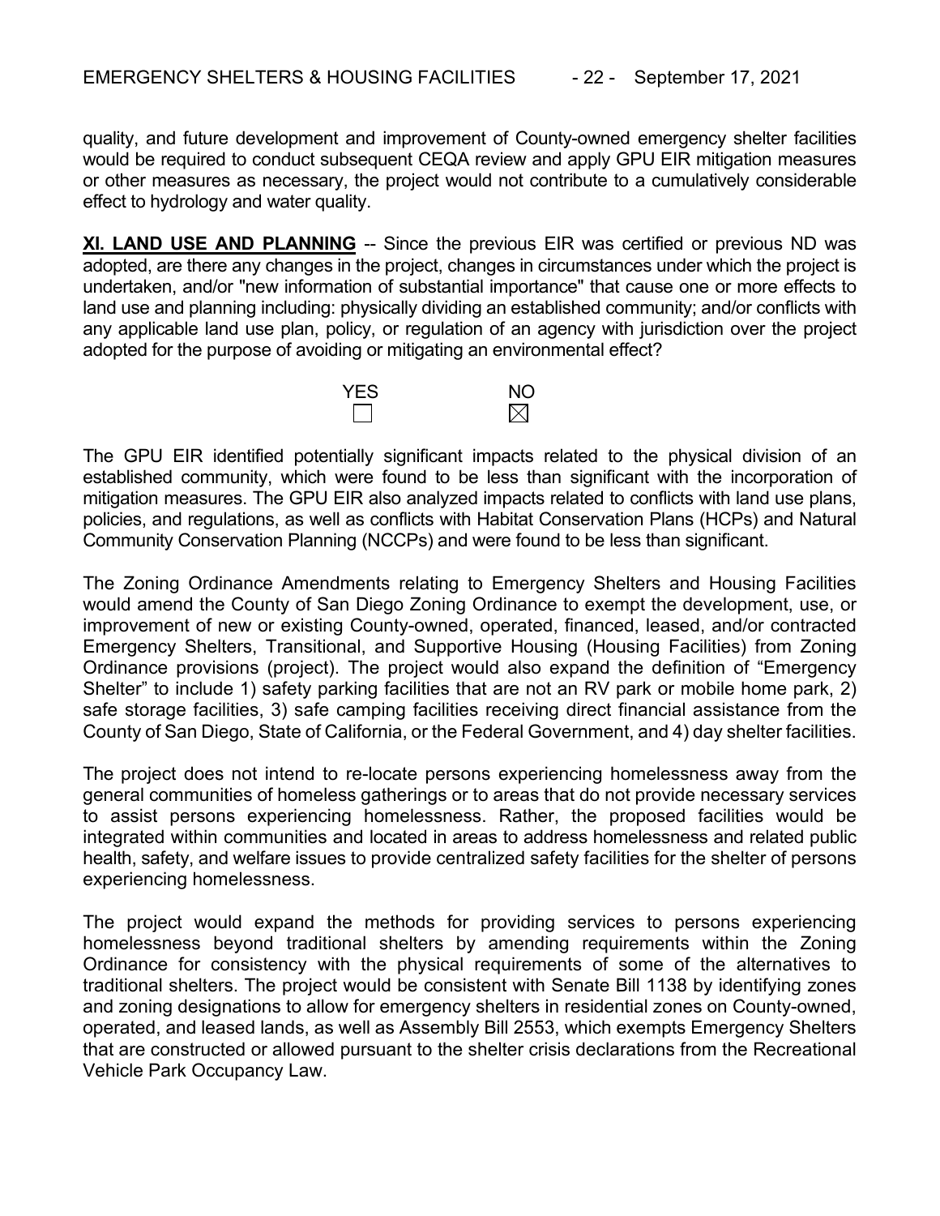quality, and future development and improvement of County-owned emergency shelter facilities would be required to conduct subsequent CEQA review and apply GPU EIR mitigation measures or other measures as necessary, the project would not contribute to a cumulatively considerable effect to hydrology and water quality.

**XI. LAND USE AND PLANNING** -- Since the previous EIR was certified or previous ND was adopted, are there any changes in the project, changes in circumstances under which the project is undertaken, and/or "new information of substantial importance" that cause one or more effects to land use and planning including: physically dividing an established community; and/or conflicts with any applicable land use plan, policy, or regulation of an agency with jurisdiction over the project adopted for the purpose of avoiding or mitigating an environmental effect?

| YES | NO |
|---|---|
| ☐ | ☒ |

The GPU EIR identified potentially significant impacts related to the physical division of an established community, which were found to be less than significant with the incorporation of mitigation measures. The GPU EIR also analyzed impacts related to conflicts with land use plans, policies, and regulations, as well as conflicts with Habitat Conservation Plans (HCPs) and Natural Community Conservation Planning (NCCPs) and were found to be less than significant.

The Zoning Ordinance Amendments relating to Emergency Shelters and Housing Facilities would amend the County of San Diego Zoning Ordinance to exempt the development, use, or improvement of new or existing County-owned, operated, financed, leased, and/or contracted Emergency Shelters, Transitional, and Supportive Housing (Housing Facilities) from Zoning Ordinance provisions (project). The project would also expand the definition of "Emergency Shelter" to include 1) safety parking facilities that are not an RV park or mobile home park, 2) safe storage facilities, 3) safe camping facilities receiving direct financial assistance from the County of San Diego, State of California, or the Federal Government, and 4) day shelter facilities.

The project does not intend to re-locate persons experiencing homelessness away from the general communities of homeless gatherings or to areas that do not provide necessary services to assist persons experiencing homelessness. Rather, the proposed facilities would be integrated within communities and located in areas to address homelessness and related public health, safety, and welfare issues to provide centralized safety facilities for the shelter of persons experiencing homelessness.

The project would expand the methods for providing services to persons experiencing homelessness beyond traditional shelters by amending requirements within the Zoning Ordinance for consistency with the physical requirements of some of the alternatives to traditional shelters. The project would be consistent with Senate Bill 1138 by identifying zones and zoning designations to allow for emergency shelters in residential zones on County-owned, operated, and leased lands, as well as Assembly Bill 2553, which exempts Emergency Shelters that are constructed or allowed pursuant to the shelter crisis declarations from the Recreational Vehicle Park Occupancy Law.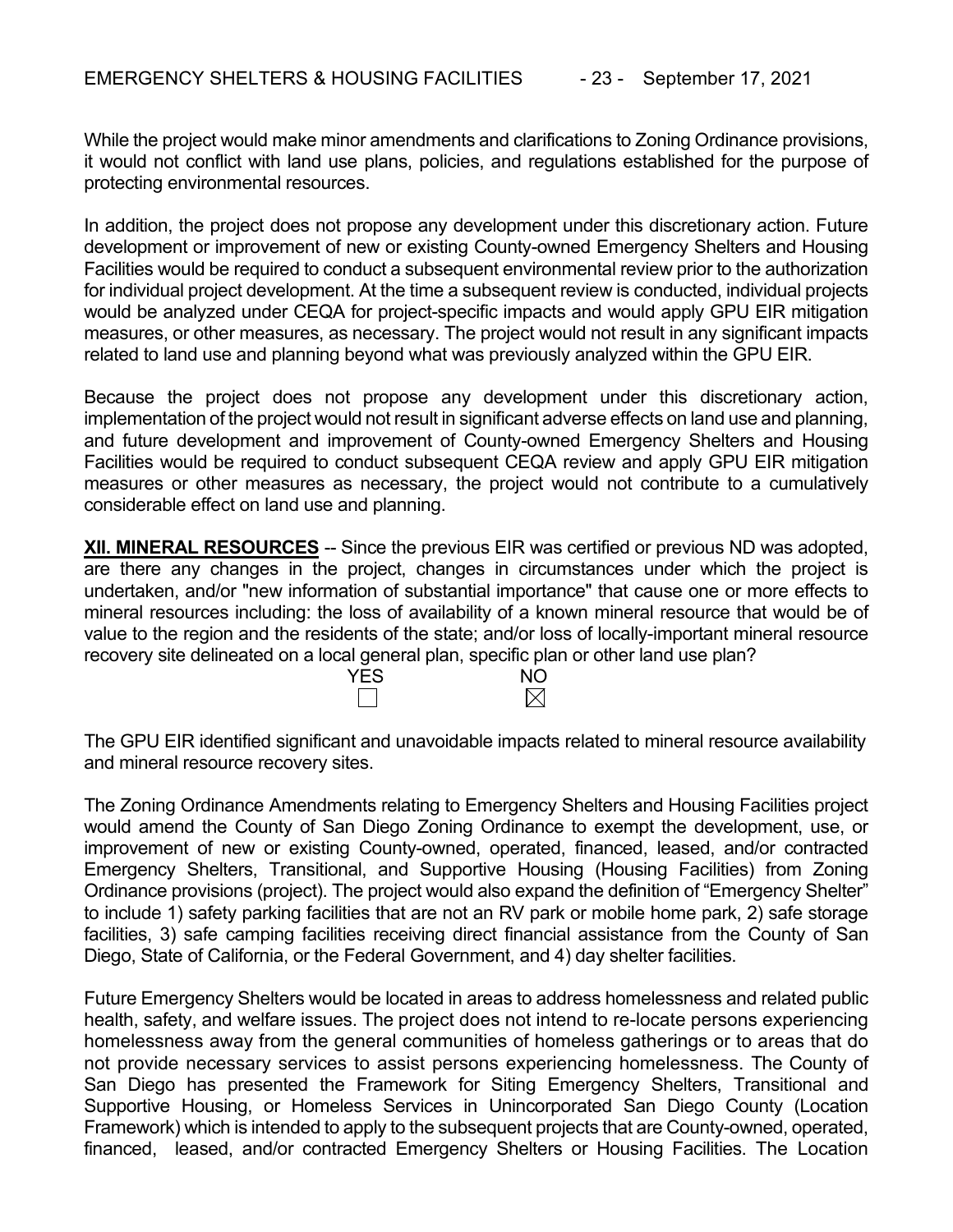While the project would make minor amendments and clarifications to Zoning Ordinance provisions, it would not conflict with land use plans, policies, and regulations established for the purpose of protecting environmental resources.

In addition, the project does not propose any development under this discretionary action. Future development or improvement of new or existing County-owned Emergency Shelters and Housing Facilities would be required to conduct a subsequent environmental review prior to the authorization for individual project development. At the time a subsequent review is conducted, individual projects would be analyzed under CEQA for project-specific impacts and would apply GPU EIR mitigation measures, or other measures, as necessary. The project would not result in any significant impacts related to land use and planning beyond what was previously analyzed within the GPU EIR.

Because the project does not propose any development under this discretionary action, implementation of the project would not result in significant adverse effects on land use and planning, and future development and improvement of County-owned Emergency Shelters and Housing Facilities would be required to conduct subsequent CEQA review and apply GPU EIR mitigation measures or other measures as necessary, the project would not contribute to a cumulatively considerable effect on land use and planning.

**XII. MINERAL RESOURCES** -- Since the previous EIR was certified or previous ND was adopted, are there any changes in the project, changes in circumstances under which the project is undertaken, and/or "new information of substantial importance" that cause one or more effects to mineral resources including: the loss of availability of a known mineral resource that would be of value to the region and the residents of the state; and/or loss of locally-important mineral resource recovery site delineated on a local general plan, specific plan or other land use plan?

| YES | NO |
|---|---|
| ☐ | ☒ |

The GPU EIR identified significant and unavoidable impacts related to mineral resource availability and mineral resource recovery sites.

The Zoning Ordinance Amendments relating to Emergency Shelters and Housing Facilities project would amend the County of San Diego Zoning Ordinance to exempt the development, use, or improvement of new or existing County-owned, operated, financed, leased, and/or contracted Emergency Shelters, Transitional, and Supportive Housing (Housing Facilities) from Zoning Ordinance provisions (project). The project would also expand the definition of "Emergency Shelter" to include 1) safety parking facilities that are not an RV park or mobile home park, 2) safe storage facilities, 3) safe camping facilities receiving direct financial assistance from the County of San Diego, State of California, or the Federal Government, and 4) day shelter facilities.

Future Emergency Shelters would be located in areas to address homelessness and related public health, safety, and welfare issues. The project does not intend to re-locate persons experiencing homelessness away from the general communities of homeless gatherings or to areas that do not provide necessary services to assist persons experiencing homelessness. The County of San Diego has presented the Framework for Siting Emergency Shelters, Transitional and Supportive Housing, or Homeless Services in Unincorporated San Diego County (Location Framework) which is intended to apply to the subsequent projects that are County-owned, operated, financed, leased, and/or contracted Emergency Shelters or Housing Facilities. The Location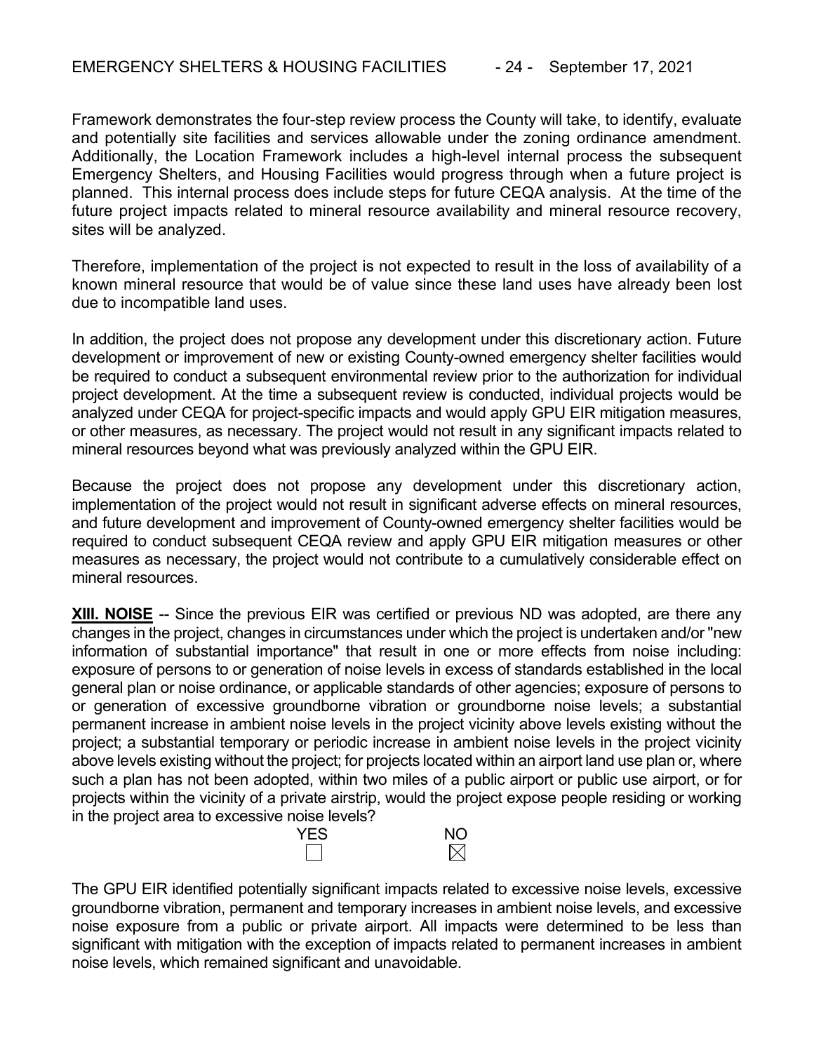Framework demonstrates the four-step review process the County will take, to identify, evaluate and potentially site facilities and services allowable under the zoning ordinance amendment. Additionally, the Location Framework includes a high-level internal process the subsequent Emergency Shelters, and Housing Facilities would progress through when a future project is planned. This internal process does include steps for future CEQA analysis. At the time of the future project impacts related to mineral resource availability and mineral resource recovery, sites will be analyzed.

Therefore, implementation of the project is not expected to result in the loss of availability of a known mineral resource that would be of value since these land uses have already been lost due to incompatible land uses.

In addition, the project does not propose any development under this discretionary action. Future development or improvement of new or existing County-owned emergency shelter facilities would be required to conduct a subsequent environmental review prior to the authorization for individual project development. At the time a subsequent review is conducted, individual projects would be analyzed under CEQA for project-specific impacts and would apply GPU EIR mitigation measures, or other measures, as necessary. The project would not result in any significant impacts related to mineral resources beyond what was previously analyzed within the GPU EIR.

Because the project does not propose any development under this discretionary action, implementation of the project would not result in significant adverse effects on mineral resources, and future development and improvement of County-owned emergency shelter facilities would be required to conduct subsequent CEQA review and apply GPU EIR mitigation measures or other measures as necessary, the project would not contribute to a cumulatively considerable effect on mineral resources.

**XIII. NOISE** -- Since the previous EIR was certified or previous ND was adopted, are there any changes in the project, changes in circumstances under which the project is undertaken and/or "new information of substantial importance" that result in one or more effects from noise including: exposure of persons to or generation of noise levels in excess of standards established in the local general plan or noise ordinance, or applicable standards of other agencies; exposure of persons to or generation of excessive groundborne vibration or groundborne noise levels; a substantial permanent increase in ambient noise levels in the project vicinity above levels existing without the project; a substantial temporary or periodic increase in ambient noise levels in the project vicinity above levels existing without the project; for projects located within an airport land use plan or, where such a plan has not been adopted, within two miles of a public airport or public use airport, or for projects within the vicinity of a private airstrip, would the project expose people residing or working in the project area to excessive noise levels?

| YES | NO |
|---|---|
| ☐ | ☒ |

The GPU EIR identified potentially significant impacts related to excessive noise levels, excessive groundborne vibration, permanent and temporary increases in ambient noise levels, and excessive noise exposure from a public or private airport. All impacts were determined to be less than significant with mitigation with the exception of impacts related to permanent increases in ambient noise levels, which remained significant and unavoidable.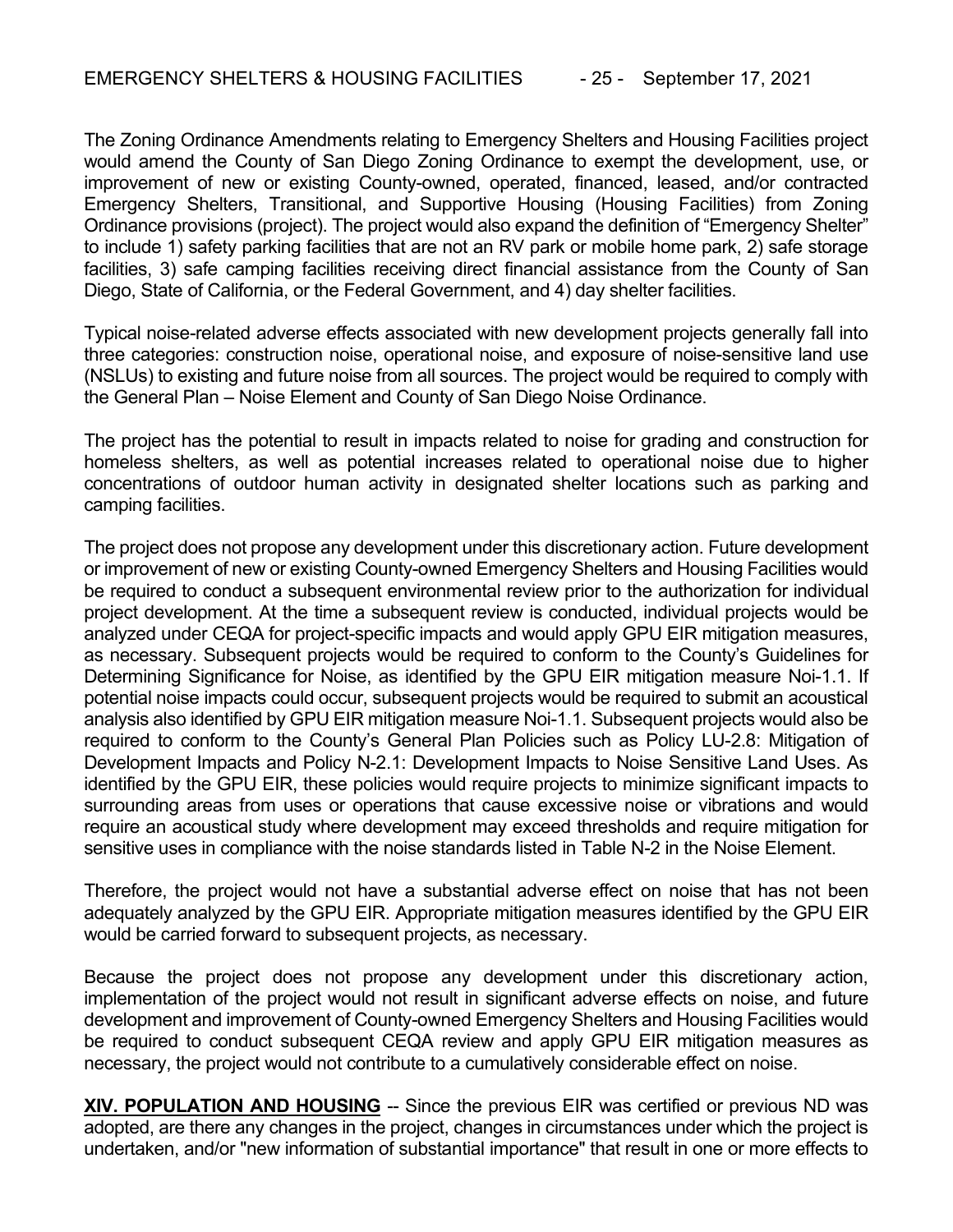The Zoning Ordinance Amendments relating to Emergency Shelters and Housing Facilities project would amend the County of San Diego Zoning Ordinance to exempt the development, use, or improvement of new or existing County-owned, operated, financed, leased, and/or contracted Emergency Shelters, Transitional, and Supportive Housing (Housing Facilities) from Zoning Ordinance provisions (project). The project would also expand the definition of "Emergency Shelter" to include 1) safety parking facilities that are not an RV park or mobile home park, 2) safe storage facilities, 3) safe camping facilities receiving direct financial assistance from the County of San Diego, State of California, or the Federal Government, and 4) day shelter facilities.

Typical noise-related adverse effects associated with new development projects generally fall into three categories: construction noise, operational noise, and exposure of noise-sensitive land use (NSLUs) to existing and future noise from all sources. The project would be required to comply with the General Plan – Noise Element and County of San Diego Noise Ordinance.

The project has the potential to result in impacts related to noise for grading and construction for homeless shelters, as well as potential increases related to operational noise due to higher concentrations of outdoor human activity in designated shelter locations such as parking and camping facilities.

The project does not propose any development under this discretionary action. Future development or improvement of new or existing County-owned Emergency Shelters and Housing Facilities would be required to conduct a subsequent environmental review prior to the authorization for individual project development. At the time a subsequent review is conducted, individual projects would be analyzed under CEQA for project-specific impacts and would apply GPU EIR mitigation measures, as necessary. Subsequent projects would be required to conform to the County's Guidelines for Determining Significance for Noise, as identified by the GPU EIR mitigation measure Noi-1.1. If potential noise impacts could occur, subsequent projects would be required to submit an acoustical analysis also identified by GPU EIR mitigation measure Noi-1.1. Subsequent projects would also be required to conform to the County's General Plan Policies such as Policy LU-2.8: Mitigation of Development Impacts and Policy N-2.1: Development Impacts to Noise Sensitive Land Uses. As identified by the GPU EIR, these policies would require projects to minimize significant impacts to surrounding areas from uses or operations that cause excessive noise or vibrations and would require an acoustical study where development may exceed thresholds and require mitigation for sensitive uses in compliance with the noise standards listed in Table N-2 in the Noise Element.

Therefore, the project would not have a substantial adverse effect on noise that has not been adequately analyzed by the GPU EIR. Appropriate mitigation measures identified by the GPU EIR would be carried forward to subsequent projects, as necessary.

Because the project does not propose any development under this discretionary action, implementation of the project would not result in significant adverse effects on noise, and future development and improvement of County-owned Emergency Shelters and Housing Facilities would be required to conduct subsequent CEQA review and apply GPU EIR mitigation measures as necessary, the project would not contribute to a cumulatively considerable effect on noise.

**XIV. POPULATION AND HOUSING** -- Since the previous EIR was certified or previous ND was adopted, are there any changes in the project, changes in circumstances under which the project is undertaken, and/or "new information of substantial importance" that result in one or more effects to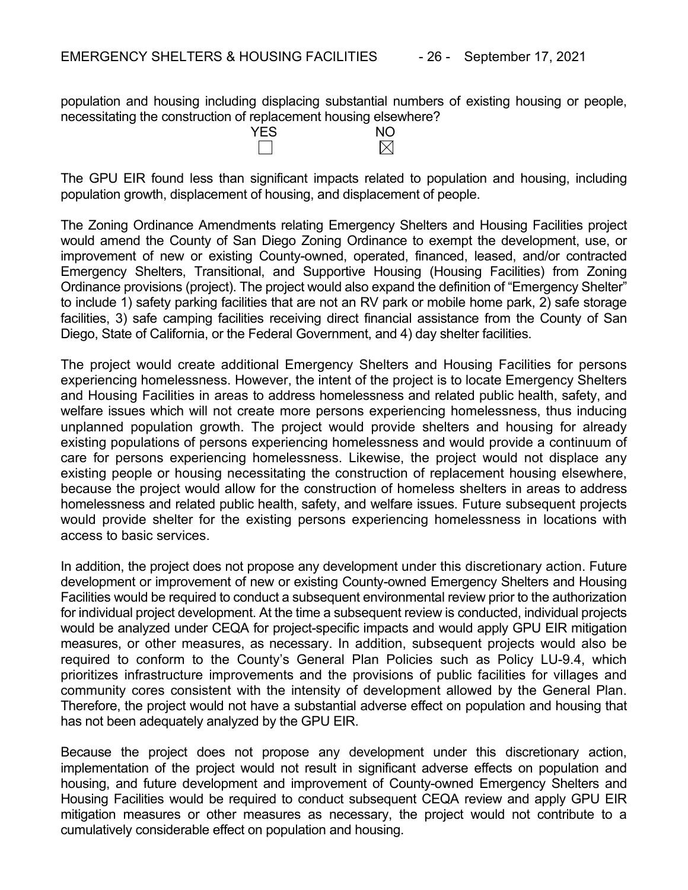population and housing including displacing substantial numbers of existing housing or people, necessitating the construction of replacement housing elsewhere?

| YES | NO |
|---|---|
| ☐ | ☒ |

The GPU EIR found less than significant impacts related to population and housing, including population growth, displacement of housing, and displacement of people.

The Zoning Ordinance Amendments relating Emergency Shelters and Housing Facilities project would amend the County of San Diego Zoning Ordinance to exempt the development, use, or improvement of new or existing County-owned, operated, financed, leased, and/or contracted Emergency Shelters, Transitional, and Supportive Housing (Housing Facilities) from Zoning Ordinance provisions (project). The project would also expand the definition of "Emergency Shelter" to include 1) safety parking facilities that are not an RV park or mobile home park, 2) safe storage facilities, 3) safe camping facilities receiving direct financial assistance from the County of San Diego, State of California, or the Federal Government, and 4) day shelter facilities.

The project would create additional Emergency Shelters and Housing Facilities for persons experiencing homelessness. However, the intent of the project is to locate Emergency Shelters and Housing Facilities in areas to address homelessness and related public health, safety, and welfare issues which will not create more persons experiencing homelessness, thus inducing unplanned population growth. The project would provide shelters and housing for already existing populations of persons experiencing homelessness and would provide a continuum of care for persons experiencing homelessness. Likewise, the project would not displace any existing people or housing necessitating the construction of replacement housing elsewhere, because the project would allow for the construction of homeless shelters in areas to address homelessness and related public health, safety, and welfare issues. Future subsequent projects would provide shelter for the existing persons experiencing homelessness in locations with access to basic services.

In addition, the project does not propose any development under this discretionary action. Future development or improvement of new or existing County-owned Emergency Shelters and Housing Facilities would be required to conduct a subsequent environmental review prior to the authorization for individual project development. At the time a subsequent review is conducted, individual projects would be analyzed under CEQA for project-specific impacts and would apply GPU EIR mitigation measures, or other measures, as necessary. In addition, subsequent projects would also be required to conform to the County's General Plan Policies such as Policy LU-9.4, which prioritizes infrastructure improvements and the provisions of public facilities for villages and community cores consistent with the intensity of development allowed by the General Plan. Therefore, the project would not have a substantial adverse effect on population and housing that has not been adequately analyzed by the GPU EIR.

Because the project does not propose any development under this discretionary action, implementation of the project would not result in significant adverse effects on population and housing, and future development and improvement of County-owned Emergency Shelters and Housing Facilities would be required to conduct subsequent CEQA review and apply GPU EIR mitigation measures or other measures as necessary, the project would not contribute to a cumulatively considerable effect on population and housing.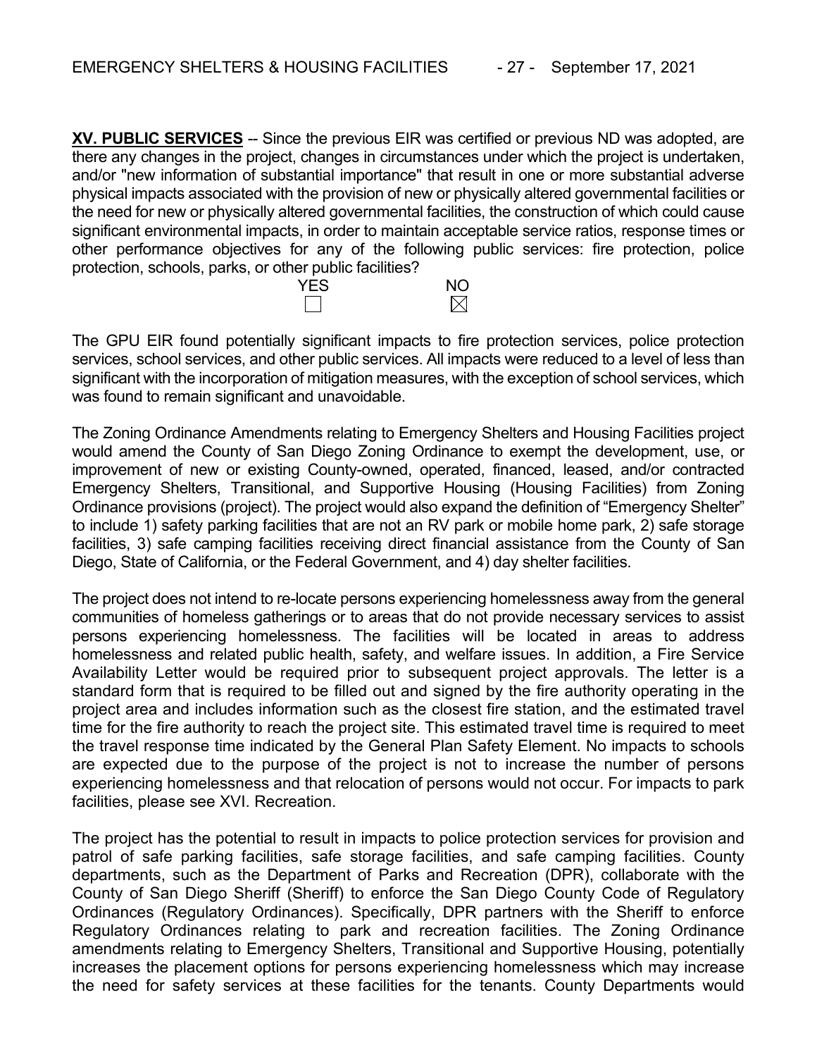**XV. PUBLIC SERVICES** -- Since the previous EIR was certified or previous ND was adopted, are there any changes in the project, changes in circumstances under which the project is undertaken, and/or "new information of substantial importance" that result in one or more substantial adverse physical impacts associated with the provision of new or physically altered governmental facilities or the need for new or physically altered governmental facilities, the construction of which could cause significant environmental impacts, in order to maintain acceptable service ratios, response times or other performance objectives for any of the following public services: fire protection, police protection, schools, parks, or other public facilities?

| YES | NO |
|---|---|
| ☐ | ☒ |

The GPU EIR found potentially significant impacts to fire protection services, police protection services, school services, and other public services. All impacts were reduced to a level of less than significant with the incorporation of mitigation measures, with the exception of school services, which was found to remain significant and unavoidable.

The Zoning Ordinance Amendments relating to Emergency Shelters and Housing Facilities project would amend the County of San Diego Zoning Ordinance to exempt the development, use, or improvement of new or existing County-owned, operated, financed, leased, and/or contracted Emergency Shelters, Transitional, and Supportive Housing (Housing Facilities) from Zoning Ordinance provisions (project). The project would also expand the definition of "Emergency Shelter" to include 1) safety parking facilities that are not an RV park or mobile home park, 2) safe storage facilities, 3) safe camping facilities receiving direct financial assistance from the County of San Diego, State of California, or the Federal Government, and 4) day shelter facilities.

The project does not intend to re-locate persons experiencing homelessness away from the general communities of homeless gatherings or to areas that do not provide necessary services to assist persons experiencing homelessness. The facilities will be located in areas to address homelessness and related public health, safety, and welfare issues. In addition, a Fire Service Availability Letter would be required prior to subsequent project approvals. The letter is a standard form that is required to be filled out and signed by the fire authority operating in the project area and includes information such as the closest fire station, and the estimated travel time for the fire authority to reach the project site. This estimated travel time is required to meet the travel response time indicated by the General Plan Safety Element. No impacts to schools are expected due to the purpose of the project is not to increase the number of persons experiencing homelessness and that relocation of persons would not occur. For impacts to park facilities, please see XVI. Recreation.

The project has the potential to result in impacts to police protection services for provision and patrol of safe parking facilities, safe storage facilities, and safe camping facilities. County departments, such as the Department of Parks and Recreation (DPR), collaborate with the County of San Diego Sheriff (Sheriff) to enforce the San Diego County Code of Regulatory Ordinances (Regulatory Ordinances). Specifically, DPR partners with the Sheriff to enforce Regulatory Ordinances relating to park and recreation facilities. The Zoning Ordinance amendments relating to Emergency Shelters, Transitional and Supportive Housing, potentially increases the placement options for persons experiencing homelessness which may increase the need for safety services at these facilities for the tenants. County Departments would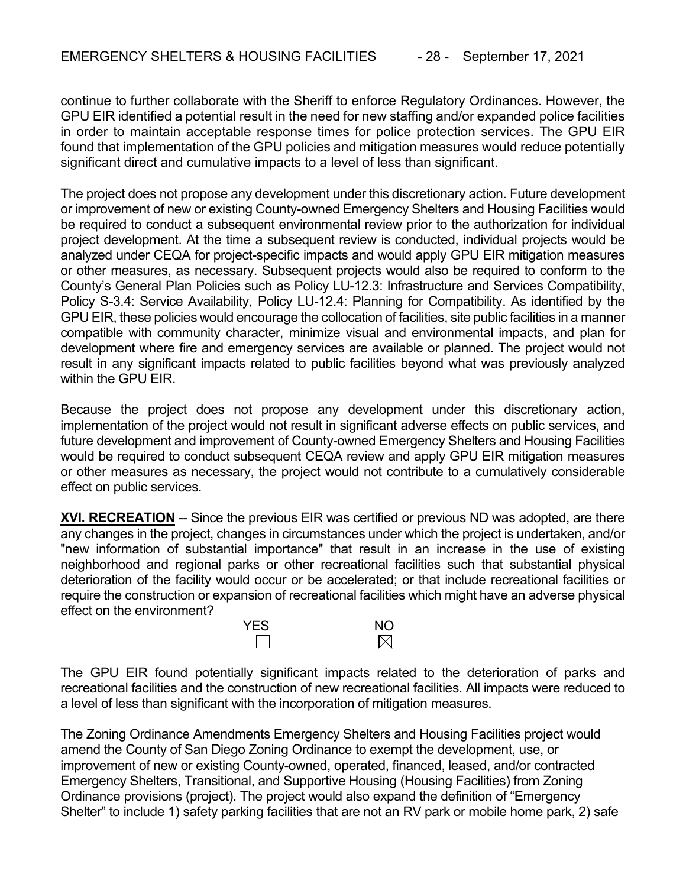continue to further collaborate with the Sheriff to enforce Regulatory Ordinances. However, the GPU EIR identified a potential result in the need for new staffing and/or expanded police facilities in order to maintain acceptable response times for police protection services. The GPU EIR found that implementation of the GPU policies and mitigation measures would reduce potentially significant direct and cumulative impacts to a level of less than significant.

The project does not propose any development under this discretionary action. Future development or improvement of new or existing County-owned Emergency Shelters and Housing Facilities would be required to conduct a subsequent environmental review prior to the authorization for individual project development. At the time a subsequent review is conducted, individual projects would be analyzed under CEQA for project-specific impacts and would apply GPU EIR mitigation measures or other measures, as necessary. Subsequent projects would also be required to conform to the County's General Plan Policies such as Policy LU-12.3: Infrastructure and Services Compatibility, Policy S-3.4: Service Availability, Policy LU-12.4: Planning for Compatibility. As identified by the GPU EIR, these policies would encourage the collocation of facilities, site public facilities in a manner compatible with community character, minimize visual and environmental impacts, and plan for development where fire and emergency services are available or planned. The project would not result in any significant impacts related to public facilities beyond what was previously analyzed within the GPU EIR.

Because the project does not propose any development under this discretionary action, implementation of the project would not result in significant adverse effects on public services, and future development and improvement of County-owned Emergency Shelters and Housing Facilities would be required to conduct subsequent CEQA review and apply GPU EIR mitigation measures or other measures as necessary, the project would not contribute to a cumulatively considerable effect on public services.

**XVI. RECREATION** -- Since the previous EIR was certified or previous ND was adopted, are there any changes in the project, changes in circumstances under which the project is undertaken, and/or "new information of substantial importance" that result in an increase in the use of existing neighborhood and regional parks or other recreational facilities such that substantial physical deterioration of the facility would occur or be accelerated; or that include recreational facilities or require the construction or expansion of recreational facilities which might have an adverse physical effect on the environment?

| YES | NO |
|---|---|
| ☐ | ☒ |

The GPU EIR found potentially significant impacts related to the deterioration of parks and recreational facilities and the construction of new recreational facilities. All impacts were reduced to a level of less than significant with the incorporation of mitigation measures.

The Zoning Ordinance Amendments Emergency Shelters and Housing Facilities project would amend the County of San Diego Zoning Ordinance to exempt the development, use, or improvement of new or existing County-owned, operated, financed, leased, and/or contracted Emergency Shelters, Transitional, and Supportive Housing (Housing Facilities) from Zoning Ordinance provisions (project). The project would also expand the definition of "Emergency Shelter" to include 1) safety parking facilities that are not an RV park or mobile home park, 2) safe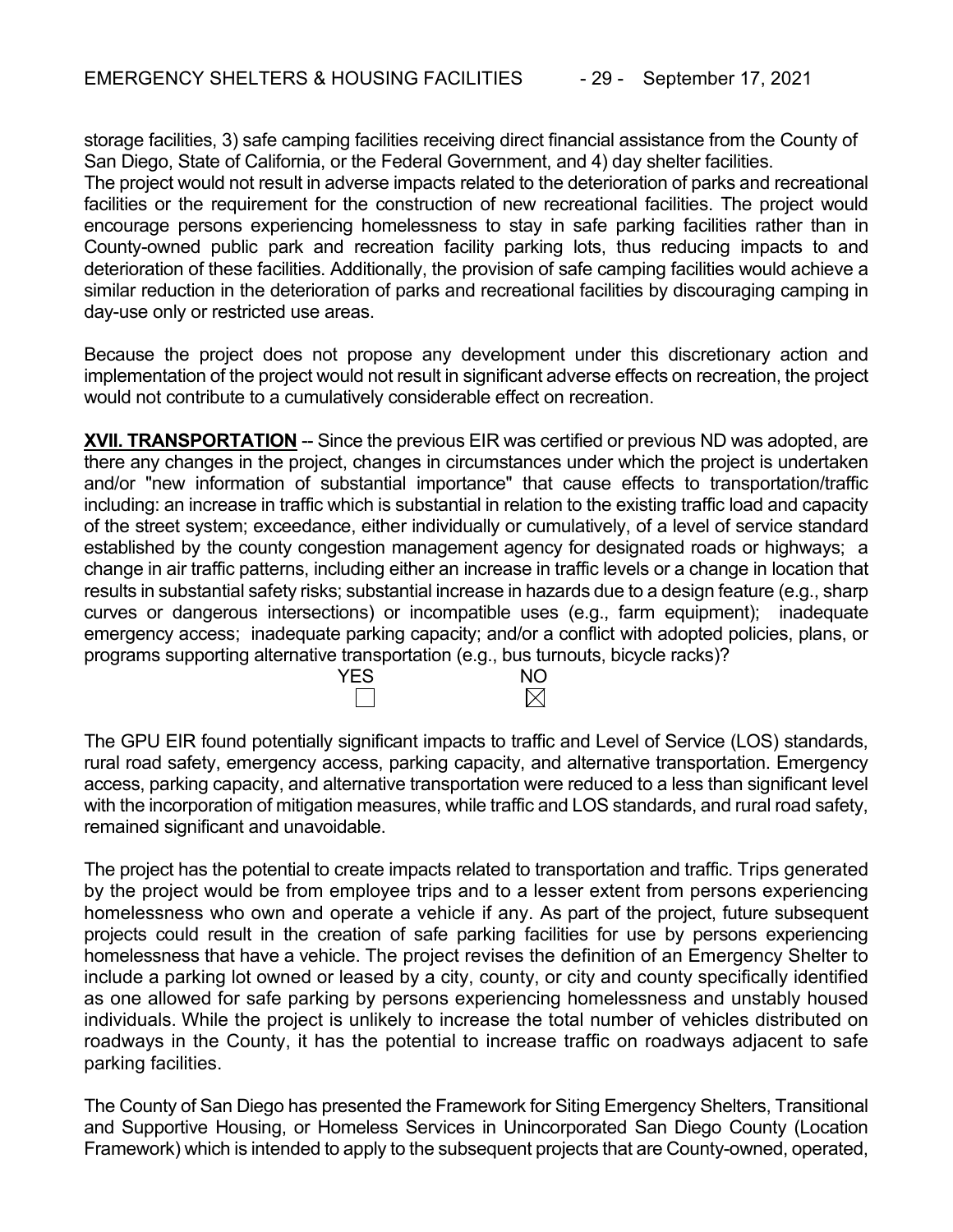storage facilities, 3) safe camping facilities receiving direct financial assistance from the County of San Diego, State of California, or the Federal Government, and 4) day shelter facilities.
The project would not result in adverse impacts related to the deterioration of parks and recreational facilities or the requirement for the construction of new recreational facilities. The project would encourage persons experiencing homelessness to stay in safe parking facilities rather than in County-owned public park and recreation facility parking lots, thus reducing impacts to and deterioration of these facilities. Additionally, the provision of safe camping facilities would achieve a similar reduction in the deterioration of parks and recreational facilities by discouraging camping in day-use only or restricted use areas.

Because the project does not propose any development under this discretionary action and implementation of the project would not result in significant adverse effects on recreation, the project would not contribute to a cumulatively considerable effect on recreation.

**XVII. TRANSPORTATION** -- Since the previous EIR was certified or previous ND was adopted, are there any changes in the project, changes in circumstances under which the project is undertaken and/or "new information of substantial importance" that cause effects to transportation/traffic including: an increase in traffic which is substantial in relation to the existing traffic load and capacity of the street system; exceedance, either individually or cumulatively, of a level of service standard established by the county congestion management agency for designated roads or highways; a change in air traffic patterns, including either an increase in traffic levels or a change in location that results in substantial safety risks; substantial increase in hazards due to a design feature (e.g., sharp curves or dangerous intersections) or incompatible uses (e.g., farm equipment); inadequate emergency access; inadequate parking capacity; and/or a conflict with adopted policies, plans, or programs supporting alternative transportation (e.g., bus turnouts, bicycle racks)?

| YES | NO |
|---|---|
| ☐ | ☒ |

The GPU EIR found potentially significant impacts to traffic and Level of Service (LOS) standards, rural road safety, emergency access, parking capacity, and alternative transportation. Emergency access, parking capacity, and alternative transportation were reduced to a less than significant level with the incorporation of mitigation measures, while traffic and LOS standards, and rural road safety, remained significant and unavoidable.

The project has the potential to create impacts related to transportation and traffic. Trips generated by the project would be from employee trips and to a lesser extent from persons experiencing homelessness who own and operate a vehicle if any. As part of the project, future subsequent projects could result in the creation of safe parking facilities for use by persons experiencing homelessness that have a vehicle. The project revises the definition of an Emergency Shelter to include a parking lot owned or leased by a city, county, or city and county specifically identified as one allowed for safe parking by persons experiencing homelessness and unstably housed individuals. While the project is unlikely to increase the total number of vehicles distributed on roadways in the County, it has the potential to increase traffic on roadways adjacent to safe parking facilities.

The County of San Diego has presented the Framework for Siting Emergency Shelters, Transitional and Supportive Housing, or Homeless Services in Unincorporated San Diego County (Location Framework) which is intended to apply to the subsequent projects that are County-owned, operated,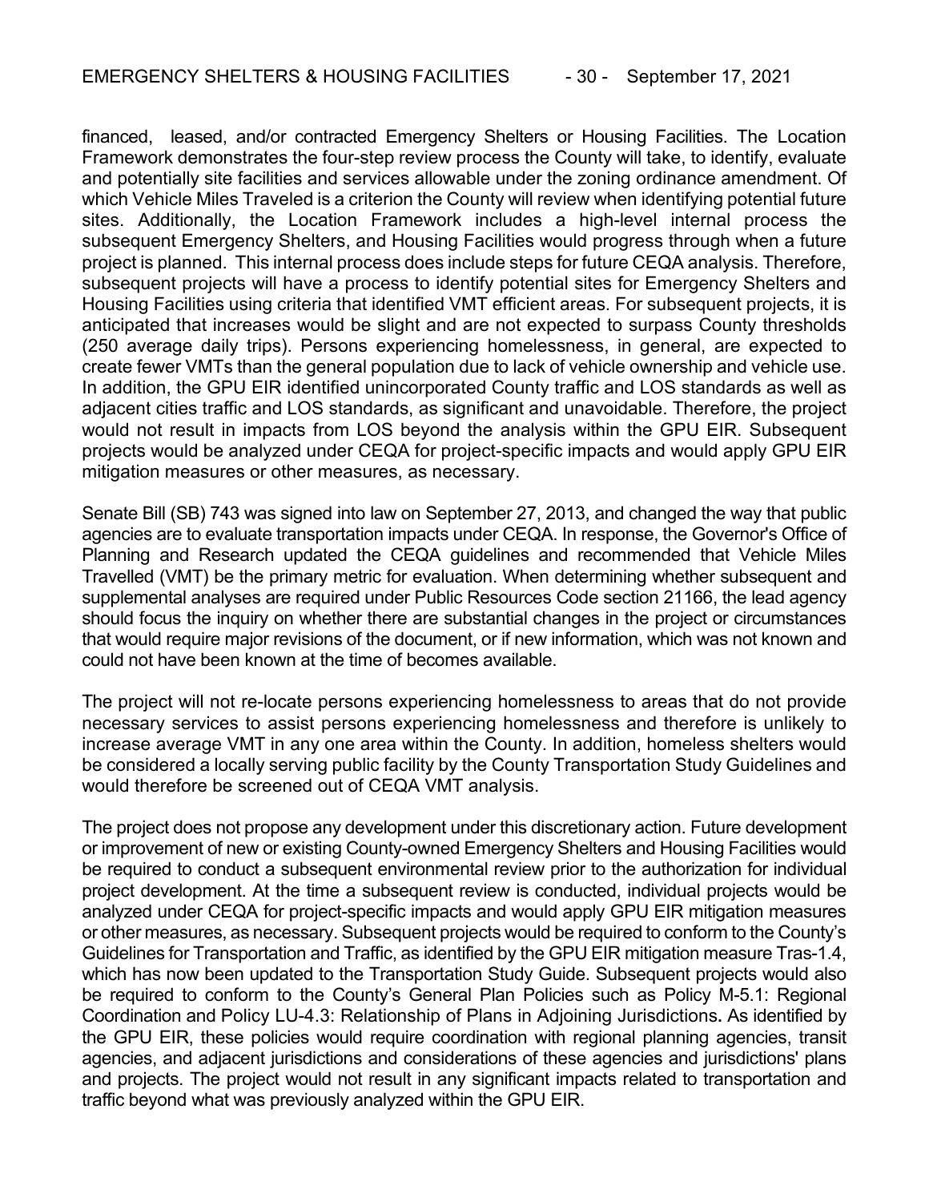financed, leased, and/or contracted Emergency Shelters or Housing Facilities. The Location Framework demonstrates the four-step review process the County will take, to identify, evaluate and potentially site facilities and services allowable under the zoning ordinance amendment. Of which Vehicle Miles Traveled is a criterion the County will review when identifying potential future sites. Additionally, the Location Framework includes a high-level internal process the subsequent Emergency Shelters, and Housing Facilities would progress through when a future project is planned. This internal process does include steps for future CEQA analysis. Therefore, subsequent projects will have a process to identify potential sites for Emergency Shelters and Housing Facilities using criteria that identified VMT efficient areas. For subsequent projects, it is anticipated that increases would be slight and are not expected to surpass County thresholds (250 average daily trips). Persons experiencing homelessness, in general, are expected to create fewer VMTs than the general population due to lack of vehicle ownership and vehicle use. In addition, the GPU EIR identified unincorporated County traffic and LOS standards as well as adjacent cities traffic and LOS standards, as significant and unavoidable. Therefore, the project would not result in impacts from LOS beyond the analysis within the GPU EIR. Subsequent projects would be analyzed under CEQA for project-specific impacts and would apply GPU EIR mitigation measures or other measures, as necessary.

Senate Bill (SB) 743 was signed into law on September 27, 2013, and changed the way that public agencies are to evaluate transportation impacts under CEQA. In response, the Governor's Office of Planning and Research updated the CEQA guidelines and recommended that Vehicle Miles Travelled (VMT) be the primary metric for evaluation. When determining whether subsequent and supplemental analyses are required under Public Resources Code section 21166, the lead agency should focus the inquiry on whether there are substantial changes in the project or circumstances that would require major revisions of the document, or if new information, which was not known and could not have been known at the time of becomes available.

The project will not re-locate persons experiencing homelessness to areas that do not provide necessary services to assist persons experiencing homelessness and therefore is unlikely to increase average VMT in any one area within the County. In addition, homeless shelters would be considered a locally serving public facility by the County Transportation Study Guidelines and would therefore be screened out of CEQA VMT analysis.

The project does not propose any development under this discretionary action. Future development or improvement of new or existing County-owned Emergency Shelters and Housing Facilities would be required to conduct a subsequent environmental review prior to the authorization for individual project development. At the time a subsequent review is conducted, individual projects would be analyzed under CEQA for project-specific impacts and would apply GPU EIR mitigation measures or other measures, as necessary. Subsequent projects would be required to conform to the County's Guidelines for Transportation and Traffic, as identified by the GPU EIR mitigation measure Tras-1.4, which has now been updated to the Transportation Study Guide. Subsequent projects would also be required to conform to the County's General Plan Policies such as Policy M-5.1: Regional Coordination and Policy LU-4.3: Relationship of Plans in Adjoining Jurisdictions. As identified by the GPU EIR, these policies would require coordination with regional planning agencies, transit agencies, and adjacent jurisdictions and considerations of these agencies and jurisdictions' plans and projects. The project would not result in any significant impacts related to transportation and traffic beyond what was previously analyzed within the GPU EIR.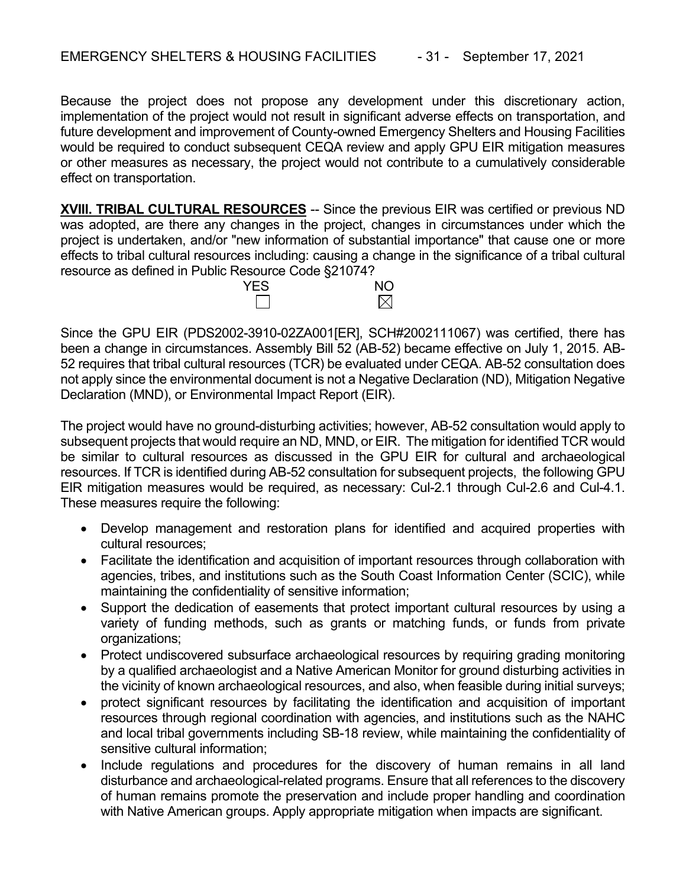Because the project does not propose any development under this discretionary action, implementation of the project would not result in significant adverse effects on transportation, and future development and improvement of County-owned Emergency Shelters and Housing Facilities would be required to conduct subsequent CEQA review and apply GPU EIR mitigation measures or other measures as necessary, the project would not contribute to a cumulatively considerable effect on transportation.

**XVIII. TRIBAL CULTURAL RESOURCES** -- Since the previous EIR was certified or previous ND was adopted, are there any changes in the project, changes in circumstances under which the project is undertaken, and/or "new information of substantial importance" that cause one or more effects to tribal cultural resources including: causing a change in the significance of a tribal cultural resource as defined in Public Resource Code §21074?

| YES | NO |
|---|---|
| ☐ | ☒ |

Since the GPU EIR (PDS2002-3910-02ZA001[ER], SCH#2002111067) was certified, there has been a change in circumstances. Assembly Bill 52 (AB-52) became effective on July 1, 2015. AB-52 requires that tribal cultural resources (TCR) be evaluated under CEQA. AB-52 consultation does not apply since the environmental document is not a Negative Declaration (ND), Mitigation Negative Declaration (MND), or Environmental Impact Report (EIR).

The project would have no ground-disturbing activities; however, AB-52 consultation would apply to subsequent projects that would require an ND, MND, or EIR. The mitigation for identified TCR would be similar to cultural resources as discussed in the GPU EIR for cultural and archaeological resources. If TCR is identified during AB-52 consultation for subsequent projects, the following GPU EIR mitigation measures would be required, as necessary: Cul-2.1 through Cul-2.6 and Cul-4.1. These measures require the following:

- Develop management and restoration plans for identified and acquired properties with cultural resources;
- Facilitate the identification and acquisition of important resources through collaboration with agencies, tribes, and institutions such as the South Coast Information Center (SCIC), while maintaining the confidentiality of sensitive information;
- Support the dedication of easements that protect important cultural resources by using a variety of funding methods, such as grants or matching funds, or funds from private organizations;
- Protect undiscovered subsurface archaeological resources by requiring grading monitoring by a qualified archaeologist and a Native American Monitor for ground disturbing activities in the vicinity of known archaeological resources, and also, when feasible during initial surveys;
- protect significant resources by facilitating the identification and acquisition of important resources through regional coordination with agencies, and institutions such as the NAHC and local tribal governments including SB-18 review, while maintaining the confidentiality of sensitive cultural information;
- Include regulations and procedures for the discovery of human remains in all land disturbance and archaeological-related programs. Ensure that all references to the discovery of human remains promote the preservation and include proper handling and coordination with Native American groups. Apply appropriate mitigation when impacts are significant.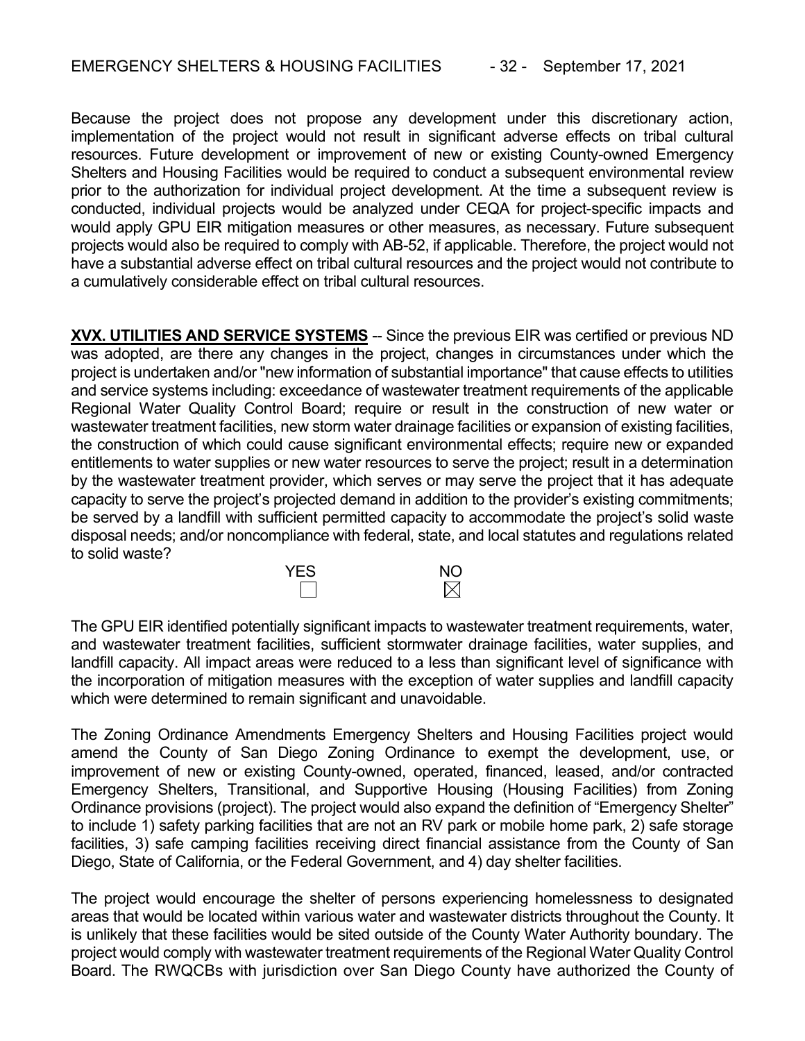Because the project does not propose any development under this discretionary action, implementation of the project would not result in significant adverse effects on tribal cultural resources. Future development or improvement of new or existing County-owned Emergency Shelters and Housing Facilities would be required to conduct a subsequent environmental review prior to the authorization for individual project development. At the time a subsequent review is conducted, individual projects would be analyzed under CEQA for project-specific impacts and would apply GPU EIR mitigation measures or other measures, as necessary. Future subsequent projects would also be required to comply with AB-52, if applicable. Therefore, the project would not have a substantial adverse effect on tribal cultural resources and the project would not contribute to a cumulatively considerable effect on tribal cultural resources.

**XVX. UTILITIES AND SERVICE SYSTEMS** -- Since the previous EIR was certified or previous ND was adopted, are there any changes in the project, changes in circumstances under which the project is undertaken and/or "new information of substantial importance" that cause effects to utilities and service systems including: exceedance of wastewater treatment requirements of the applicable Regional Water Quality Control Board; require or result in the construction of new water or wastewater treatment facilities, new storm water drainage facilities or expansion of existing facilities, the construction of which could cause significant environmental effects; require new or expanded entitlements to water supplies or new water resources to serve the project; result in a determination by the wastewater treatment provider, which serves or may serve the project that it has adequate capacity to serve the project's projected demand in addition to the provider's existing commitments; be served by a landfill with sufficient permitted capacity to accommodate the project's solid waste disposal needs; and/or noncompliance with federal, state, and local statutes and regulations related to solid waste?

| YES | NO |
|---|---|
| ☐ | ☒ |

The GPU EIR identified potentially significant impacts to wastewater treatment requirements, water, and wastewater treatment facilities, sufficient stormwater drainage facilities, water supplies, and landfill capacity. All impact areas were reduced to a less than significant level of significance with the incorporation of mitigation measures with the exception of water supplies and landfill capacity which were determined to remain significant and unavoidable.

The Zoning Ordinance Amendments Emergency Shelters and Housing Facilities project would amend the County of San Diego Zoning Ordinance to exempt the development, use, or improvement of new or existing County-owned, operated, financed, leased, and/or contracted Emergency Shelters, Transitional, and Supportive Housing (Housing Facilities) from Zoning Ordinance provisions (project). The project would also expand the definition of "Emergency Shelter" to include 1) safety parking facilities that are not an RV park or mobile home park, 2) safe storage facilities, 3) safe camping facilities receiving direct financial assistance from the County of San Diego, State of California, or the Federal Government, and 4) day shelter facilities.

The project would encourage the shelter of persons experiencing homelessness to designated areas that would be located within various water and wastewater districts throughout the County. It is unlikely that these facilities would be sited outside of the County Water Authority boundary. The project would comply with wastewater treatment requirements of the Regional Water Quality Control Board. The RWQCBs with jurisdiction over San Diego County have authorized the County of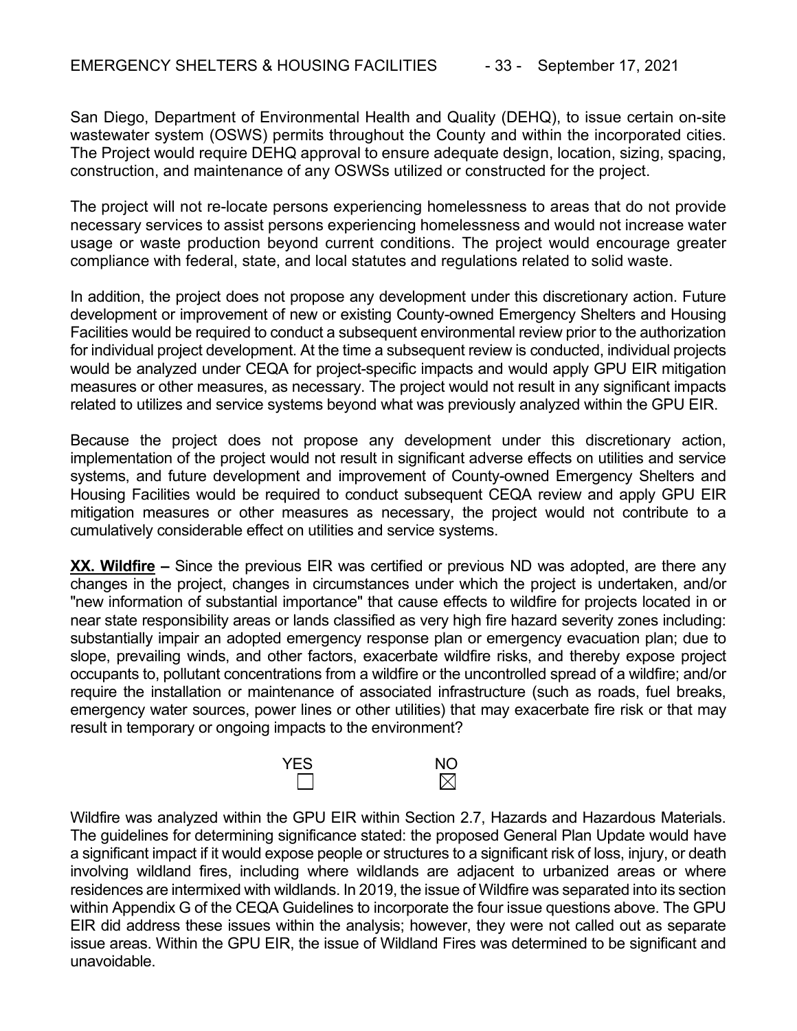San Diego, Department of Environmental Health and Quality (DEHQ), to issue certain on-site wastewater system (OSWS) permits throughout the County and within the incorporated cities. The Project would require DEHQ approval to ensure adequate design, location, sizing, spacing, construction, and maintenance of any OSWSs utilized or constructed for the project.

The project will not re-locate persons experiencing homelessness to areas that do not provide necessary services to assist persons experiencing homelessness and would not increase water usage or waste production beyond current conditions. The project would encourage greater compliance with federal, state, and local statutes and regulations related to solid waste.

In addition, the project does not propose any development under this discretionary action. Future development or improvement of new or existing County-owned Emergency Shelters and Housing Facilities would be required to conduct a subsequent environmental review prior to the authorization for individual project development. At the time a subsequent review is conducted, individual projects would be analyzed under CEQA for project-specific impacts and would apply GPU EIR mitigation measures or other measures, as necessary. The project would not result in any significant impacts related to utilizes and service systems beyond what was previously analyzed within the GPU EIR.

Because the project does not propose any development under this discretionary action, implementation of the project would not result in significant adverse effects on utilities and service systems, and future development and improvement of County-owned Emergency Shelters and Housing Facilities would be required to conduct subsequent CEQA review and apply GPU EIR mitigation measures or other measures as necessary, the project would not contribute to a cumulatively considerable effect on utilities and service systems.

**XX. Wildfire –** Since the previous EIR was certified or previous ND was adopted, are there any changes in the project, changes in circumstances under which the project is undertaken, and/or "new information of substantial importance" that cause effects to wildfire for projects located in or near state responsibility areas or lands classified as very high fire hazard severity zones including: substantially impair an adopted emergency response plan or emergency evacuation plan; due to slope, prevailing winds, and other factors, exacerbate wildfire risks, and thereby expose project occupants to, pollutant concentrations from a wildfire or the uncontrolled spread of a wildfire; and/or require the installation or maintenance of associated infrastructure (such as roads, fuel breaks, emergency water sources, power lines or other utilities) that may exacerbate fire risk or that may result in temporary or ongoing impacts to the environment?

| YES | NO |
|---|---|
| ☐ | ☒ |

Wildfire was analyzed within the GPU EIR within Section 2.7, Hazards and Hazardous Materials. The guidelines for determining significance stated: the proposed General Plan Update would have a significant impact if it would expose people or structures to a significant risk of loss, injury, or death involving wildland fires, including where wildlands are adjacent to urbanized areas or where residences are intermixed with wildlands. In 2019, the issue of Wildfire was separated into its section within Appendix G of the CEQA Guidelines to incorporate the four issue questions above. The GPU EIR did address these issues within the analysis; however, they were not called out as separate issue areas. Within the GPU EIR, the issue of Wildland Fires was determined to be significant and unavoidable.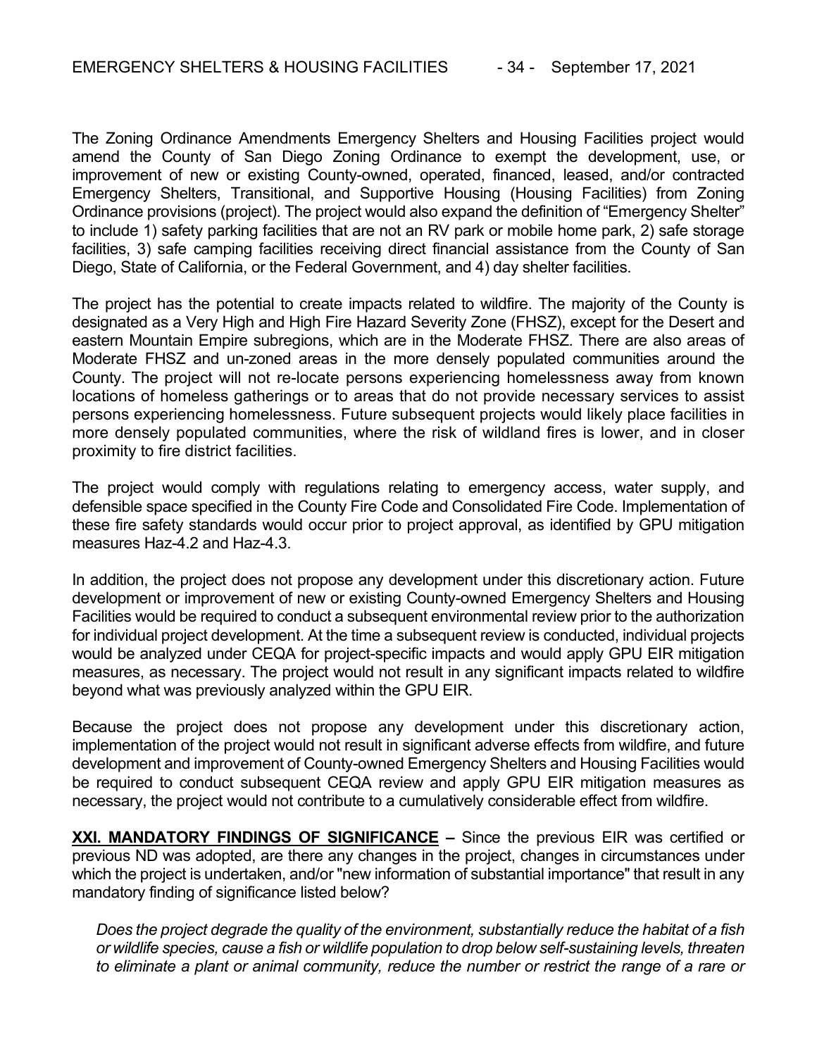The Zoning Ordinance Amendments Emergency Shelters and Housing Facilities project would amend the County of San Diego Zoning Ordinance to exempt the development, use, or improvement of new or existing County-owned, operated, financed, leased, and/or contracted Emergency Shelters, Transitional, and Supportive Housing (Housing Facilities) from Zoning Ordinance provisions (project). The project would also expand the definition of "Emergency Shelter" to include 1) safety parking facilities that are not an RV park or mobile home park, 2) safe storage facilities, 3) safe camping facilities receiving direct financial assistance from the County of San Diego, State of California, or the Federal Government, and 4) day shelter facilities.

The project has the potential to create impacts related to wildfire. The majority of the County is designated as a Very High and High Fire Hazard Severity Zone (FHSZ), except for the Desert and eastern Mountain Empire subregions, which are in the Moderate FHSZ. There are also areas of Moderate FHSZ and un-zoned areas in the more densely populated communities around the County. The project will not re-locate persons experiencing homelessness away from known locations of homeless gatherings or to areas that do not provide necessary services to assist persons experiencing homelessness. Future subsequent projects would likely place facilities in more densely populated communities, where the risk of wildland fires is lower, and in closer proximity to fire district facilities.

The project would comply with regulations relating to emergency access, water supply, and defensible space specified in the County Fire Code and Consolidated Fire Code. Implementation of these fire safety standards would occur prior to project approval, as identified by GPU mitigation measures Haz-4.2 and Haz-4.3.

In addition, the project does not propose any development under this discretionary action. Future development or improvement of new or existing County-owned Emergency Shelters and Housing Facilities would be required to conduct a subsequent environmental review prior to the authorization for individual project development. At the time a subsequent review is conducted, individual projects would be analyzed under CEQA for project-specific impacts and would apply GPU EIR mitigation measures, as necessary. The project would not result in any significant impacts related to wildfire beyond what was previously analyzed within the GPU EIR.

Because the project does not propose any development under this discretionary action, implementation of the project would not result in significant adverse effects from wildfire, and future development and improvement of County-owned Emergency Shelters and Housing Facilities would be required to conduct subsequent CEQA review and apply GPU EIR mitigation measures as necessary, the project would not contribute to a cumulatively considerable effect from wildfire.

**XXI. MANDATORY FINDINGS OF SIGNIFICANCE –** Since the previous EIR was certified or previous ND was adopted, are there any changes in the project, changes in circumstances under which the project is undertaken, and/or "new information of substantial importance" that result in any mandatory finding of significance listed below?

*Does the project degrade the quality of the environment, substantially reduce the habitat of a fish or wildlife species, cause a fish or wildlife population to drop below self-sustaining levels, threaten to eliminate a plant or animal community, reduce the number or restrict the range of a rare or*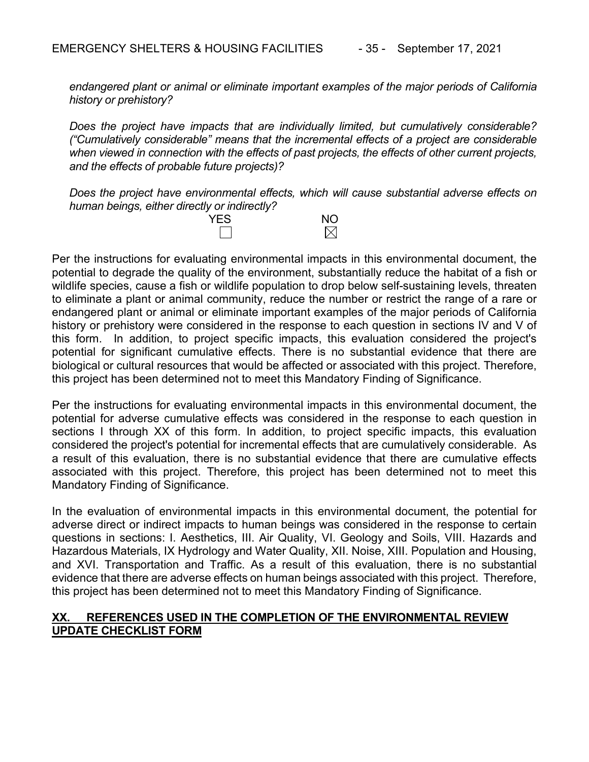*endangered plant or animal or eliminate important examples of the major periods of California history or prehistory?*

*Does the project have impacts that are individually limited, but cumulatively considerable? ("Cumulatively considerable" means that the incremental effects of a project are considerable when viewed in connection with the effects of past projects, the effects of other current projects, and the effects of probable future projects)?*

*Does the project have environmental effects, which will cause substantial adverse effects on human beings, either directly or indirectly?*

| YES | NO |
|---|---|
| ☐ | ☒ |

Per the instructions for evaluating environmental impacts in this environmental document, the potential to degrade the quality of the environment, substantially reduce the habitat of a fish or wildlife species, cause a fish or wildlife population to drop below self-sustaining levels, threaten to eliminate a plant or animal community, reduce the number or restrict the range of a rare or endangered plant or animal or eliminate important examples of the major periods of California history or prehistory were considered in the response to each question in sections IV and V of this form. In addition, to project specific impacts, this evaluation considered the project's potential for significant cumulative effects. There is no substantial evidence that there are biological or cultural resources that would be affected or associated with this project. Therefore, this project has been determined not to meet this Mandatory Finding of Significance.

Per the instructions for evaluating environmental impacts in this environmental document, the potential for adverse cumulative effects was considered in the response to each question in sections I through XX of this form. In addition, to project specific impacts, this evaluation considered the project's potential for incremental effects that are cumulatively considerable. As a result of this evaluation, there is no substantial evidence that there are cumulative effects associated with this project. Therefore, this project has been determined not to meet this Mandatory Finding of Significance.

In the evaluation of environmental impacts in this environmental document, the potential for adverse direct or indirect impacts to human beings was considered in the response to certain questions in sections: I. Aesthetics, III. Air Quality, VI. Geology and Soils, VIII. Hazards and Hazardous Materials, IX Hydrology and Water Quality, XII. Noise, XIII. Population and Housing, and XVI. Transportation and Traffic. As a result of this evaluation, there is no substantial evidence that there are adverse effects on human beings associated with this project. Therefore, this project has been determined not to meet this Mandatory Finding of Significance.

## XX. REFERENCES USED IN THE COMPLETION OF THE ENVIRONMENTAL REVIEW UPDATE CHECKLIST FORM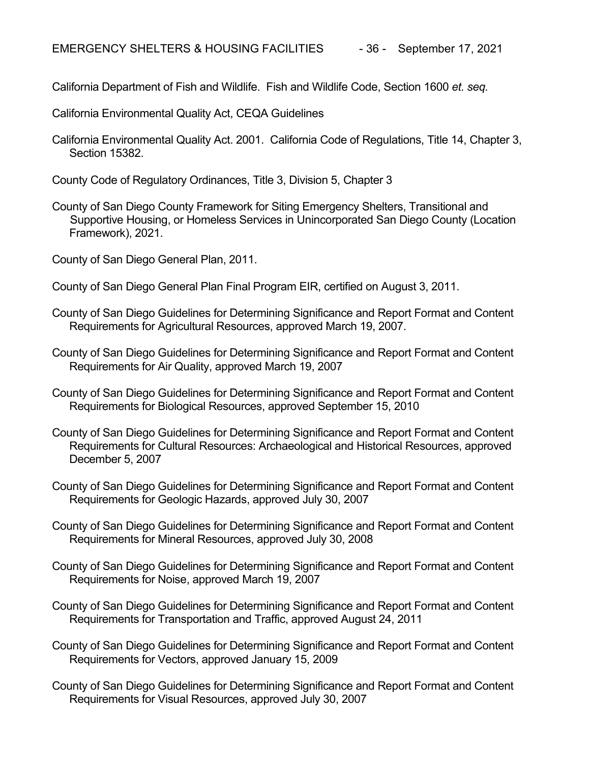California Department of Fish and Wildlife. Fish and Wildlife Code, Section 1600 *et. seq.*

California Environmental Quality Act, CEQA Guidelines

California Environmental Quality Act. 2001. California Code of Regulations, Title 14, Chapter 3, Section 15382.

County Code of Regulatory Ordinances, Title 3, Division 5, Chapter 3

County of San Diego County Framework for Siting Emergency Shelters, Transitional and Supportive Housing, or Homeless Services in Unincorporated San Diego County (Location Framework), 2021.

County of San Diego General Plan, 2011.

County of San Diego General Plan Final Program EIR, certified on August 3, 2011.

County of San Diego Guidelines for Determining Significance and Report Format and Content Requirements for Agricultural Resources, approved March 19, 2007.

County of San Diego Guidelines for Determining Significance and Report Format and Content Requirements for Air Quality, approved March 19, 2007

County of San Diego Guidelines for Determining Significance and Report Format and Content Requirements for Biological Resources, approved September 15, 2010

County of San Diego Guidelines for Determining Significance and Report Format and Content Requirements for Cultural Resources: Archaeological and Historical Resources, approved December 5, 2007

County of San Diego Guidelines for Determining Significance and Report Format and Content Requirements for Geologic Hazards, approved July 30, 2007

County of San Diego Guidelines for Determining Significance and Report Format and Content Requirements for Mineral Resources, approved July 30, 2008

County of San Diego Guidelines for Determining Significance and Report Format and Content Requirements for Noise, approved March 19, 2007

County of San Diego Guidelines for Determining Significance and Report Format and Content Requirements for Transportation and Traffic, approved August 24, 2011

County of San Diego Guidelines for Determining Significance and Report Format and Content Requirements for Vectors, approved January 15, 2009

County of San Diego Guidelines for Determining Significance and Report Format and Content Requirements for Visual Resources, approved July 30, 2007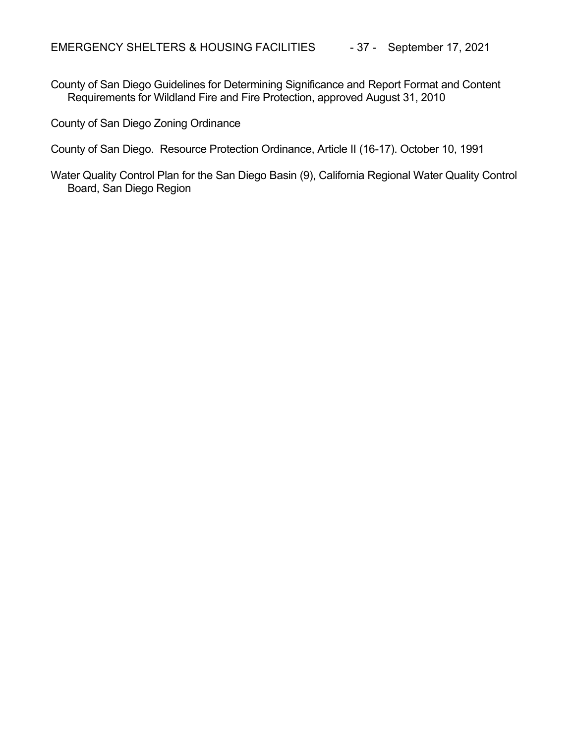County of San Diego Guidelines for Determining Significance and Report Format and Content Requirements for Wildland Fire and Fire Protection, approved August 31, 2010

County of San Diego Zoning Ordinance

County of San Diego. Resource Protection Ordinance, Article II (16-17). October 10, 1991

Water Quality Control Plan for the San Diego Basin (9), California Regional Water Quality Control Board, San Diego Region